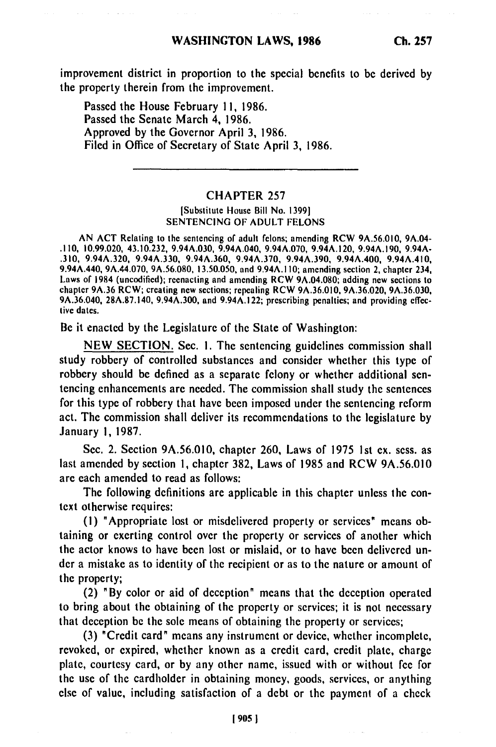improvement district in proportion to the special benefits to be derived by the property therein from the improvement.

Passed the House February 11, 1986.
Passed the Senate March 4, 1986.
Approved by the Governor April 3, 1986.
Filed in Office of Secretary of State April 3, 1986.

---

## CHAPTER 257

[Substitute House Bill No. 1399]

### SENTENCING OF ADULT FELONS

AN ACT Relating to the sentencing of adult felons; amending RCW 9A.56.010, 9A.04.110, 10.99.020, 43.10.232, 9.94A.030, 9.94A.040, 9.94A.070, 9.94A.120, 9.94A.190, 9.94A.310, 9.94A.320, 9.94A.330, 9.94A.360, 9.94A.370, 9.94A.390, 9.94A.400, 9.94A.410, 9.94A.440, 9A.44.070, 9A.56.080, 13.50.050, and 9.94A.110; amending section 2, chapter 234, Laws of 1984 (uncodified); reenacting and amending RCW 9A.04.080; adding new sections to chapter 9A.36 RCW; creating new sections; repealing RCW 9A.36.010, 9A.36.020, 9A.36.030, 9A.36.040, 28A.87.140, 9.94A.300, and 9.94A.122; prescribing penalties; and providing effective dates.

Be it enacted by the Legislature of the State of Washington:

NEW SECTION. Sec. 1. The sentencing guidelines commission shall study robbery of controlled substances and consider whether this type of robbery should be defined as a separate felony or whether additional sentencing enhancements are needed. The commission shall study the sentences for this type of robbery that have been imposed under the sentencing reform act. The commission shall deliver its recommendations to the legislature by January 1, 1987.

Sec. 2. Section 9A.56.010, chapter 260, Laws of 1975 1st ex. sess. as last amended by section 1, chapter 382, Laws of 1985 and RCW 9A.56.010 are each amended to read as follows:

The following definitions are applicable in this chapter unless the context otherwise requires:

(1) "Appropriate lost or misdelivered property or services" means obtaining or exerting control over the property or services of another which the actor knows to have been lost or mislaid, or to have been delivered under a mistake as to identity of the recipient or as to the nature or amount of the property;

(2) "By color or aid of deception" means that the deception operated to bring about the obtaining of the property or services; it is not necessary that deception be the sole means of obtaining the property or services;

(3) "Credit card" means any instrument or device, whether incomplete, revoked, or expired, whether known as a credit card, credit plate, charge plate, courtesy card, or by any other name, issued with or without fee for the use of the cardholder in obtaining money, goods, services, or anything else of value, including satisfaction of a debt or the payment of a check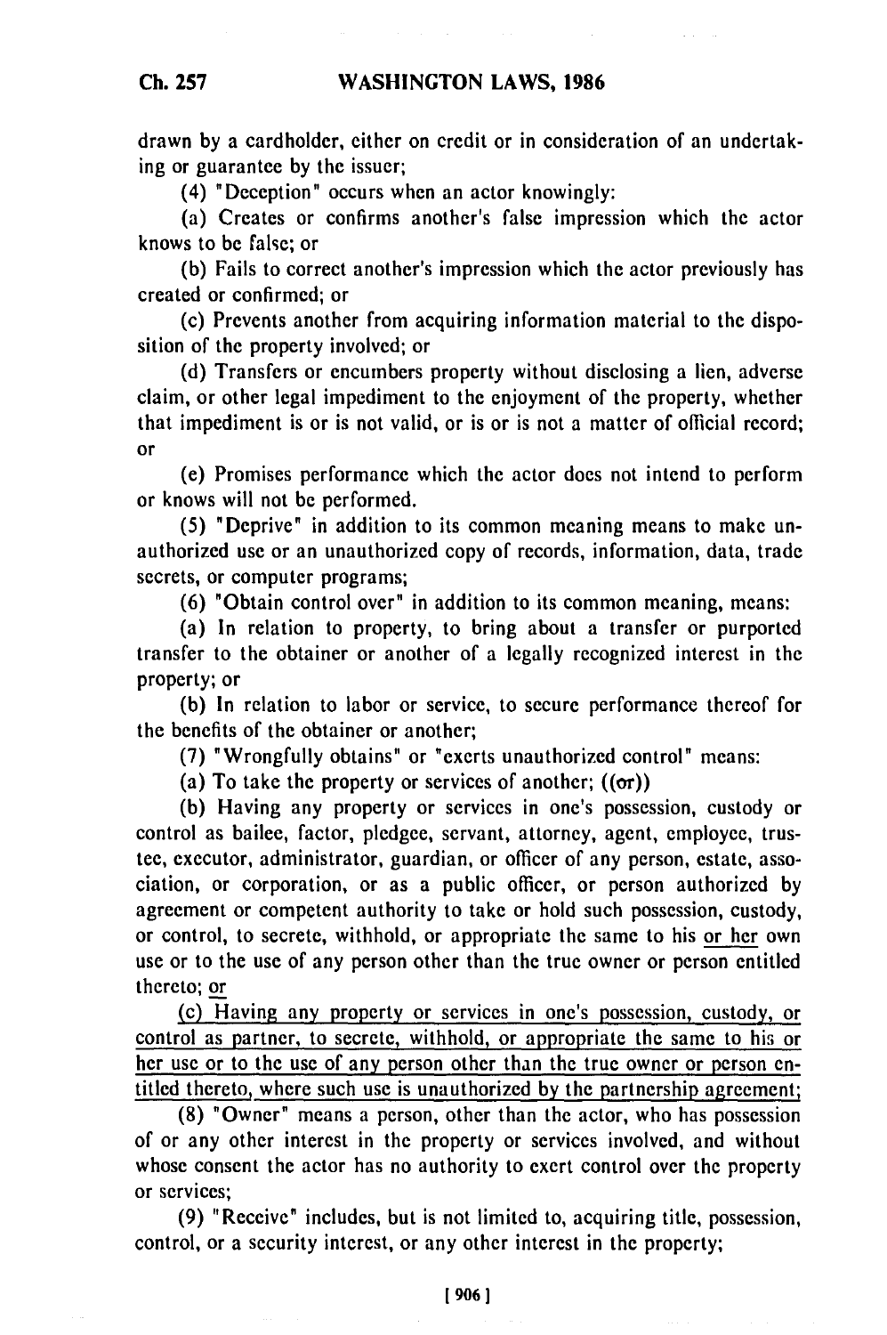drawn by a cardholder, either on credit or in consideration of an undertaking or guarantee by the issuer;

(4) "Deception" occurs when an actor knowingly:

(a) Creates or confirms another's false impression which the actor knows to be false; or

(b) Fails to correct another's impression which the actor previously has created or confirmed; or

(c) Prevents another from acquiring information material to the disposition of the property involved; or

(d) Transfers or encumbers property without disclosing a lien, adverse claim, or other legal impediment to the enjoyment of the property, whether that impediment is or is not valid, or is or is not a matter of official record; or

(e) Promises performance which the actor does not intend to perform or knows will not be performed.

(5) "Deprive" in addition to its common meaning means to make unauthorized use or an unauthorized copy of records, information, data, trade secrets, or computer programs;

(6) "Obtain control over" in addition to its common meaning, means:

(a) In relation to property, to bring about a transfer or purported transfer to the obtainer or another of a legally recognized interest in the property; or

(b) In relation to labor or service, to secure performance thereof for the benefits of the obtainer or another;

(7) "Wrongfully obtains" or "exerts unauthorized control" means:

(a) To take the property or services of another; ((~~or~~))

(b) Having any property or services in one's possession, custody or control as bailee, factor, pledgee, servant, attorney, agent, employee, trustee, executor, administrator, guardian, or officer of any person, estate, association, or corporation, or as a public officer, or person authorized by agreement or competent authority to take or hold such possession, custody, or control, to secrete, withhold, or appropriate the same to his <u>or her</u> own use or to the use of any person other than the true owner or person entitled thereto; <u>or</u>

<u>(c) Having any property or services in one's possession, custody, or control as partner, to secrete, withhold, or appropriate the same to his or her use or to the use of any person other than the true owner or person entitled thereto, where such use is unauthorized by the partnership agreement;</u>

(8) "Owner" means a person, other than the actor, who has possession of or any other interest in the property or services involved, and without whose consent the actor has no authority to exert control over the property or services;

(9) "Receive" includes, but is not limited to, acquiring title, possession, control, or a security interest, or any other interest in the property;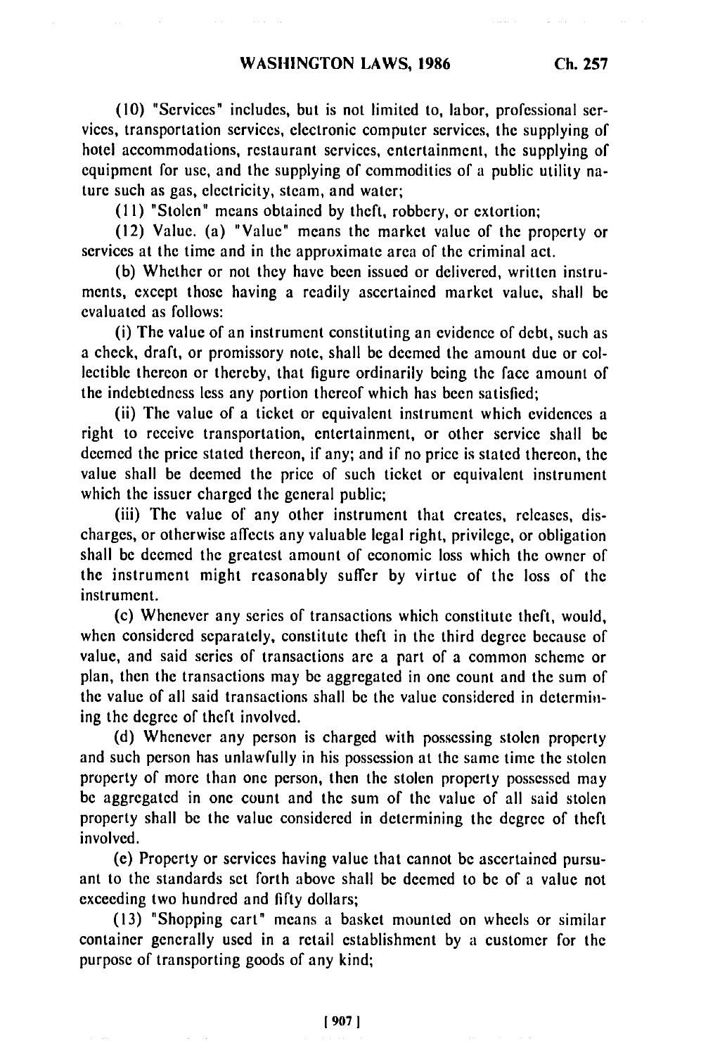(10) "Services" includes, but is not limited to, labor, professional services, transportation services, electronic computer services, the supplying of hotel accommodations, restaurant services, entertainment, the supplying of equipment for use, and the supplying of commodities of a public utility nature such as gas, electricity, steam, and water;

(11) "Stolen" means obtained by theft, robbery, or extortion;

(12) Value. (a) "Value" means the market value of the property or services at the time and in the approximate area of the criminal act.

(b) Whether or not they have been issued or delivered, written instruments, except those having a readily ascertained market value, shall be evaluated as follows:

(i) The value of an instrument constituting an evidence of debt, such as a check, draft, or promissory note, shall be deemed the amount due or collectible thereon or thereby, that figure ordinarily being the face amount of the indebtedness less any portion thereof which has been satisfied;

(ii) The value of a ticket or equivalent instrument which evidences a right to receive transportation, entertainment, or other service shall be deemed the price stated thereon, if any; and if no price is stated thereon, the value shall be deemed the price of such ticket or equivalent instrument which the issuer charged the general public;

(iii) The value of any other instrument that creates, releases, discharges, or otherwise affects any valuable legal right, privilege, or obligation shall be deemed the greatest amount of economic loss which the owner of the instrument might reasonably suffer by virtue of the loss of the instrument.

(c) Whenever any series of transactions which constitute theft, would, when considered separately, constitute theft in the third degree because of value, and said series of transactions are a part of a common scheme or plan, then the transactions may be aggregated in one count and the sum of the value of all said transactions shall be the value considered in determining the degree of theft involved.

(d) Whenever any person is charged with possessing stolen property and such person has unlawfully in his possession at the same time the stolen property of more than one person, then the stolen property possessed may be aggregated in one count and the sum of the value of all said stolen property shall be the value considered in determining the degree of theft involved.

(e) Property or services having value that cannot be ascertained pursuant to the standards set forth above shall be deemed to be of a value not exceeding two hundred and fifty dollars;

(13) "Shopping cart" means a basket mounted on wheels or similar container generally used in a retail establishment by a customer for the purpose of transporting goods of any kind;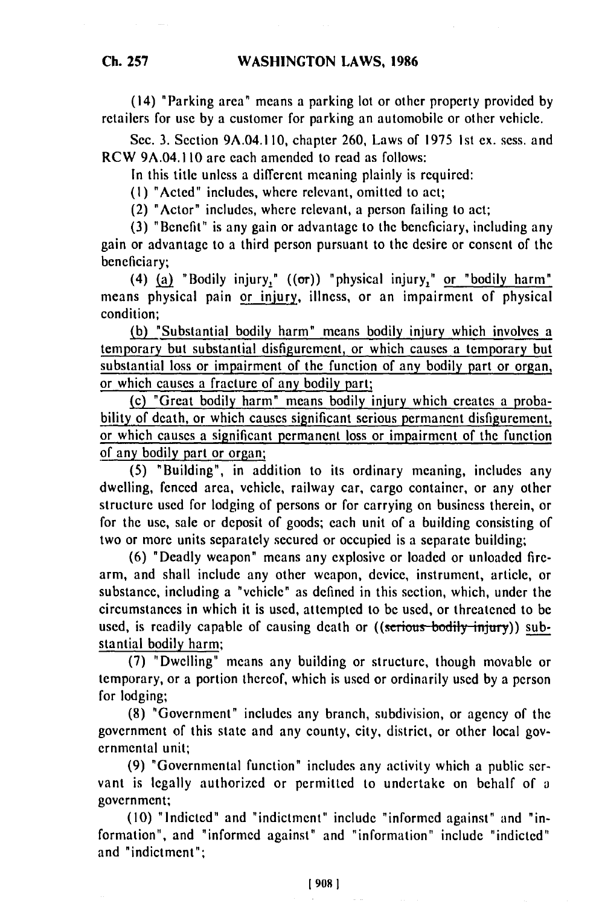(14) "Parking area" means a parking lot or other property provided by retailers for use by a customer for parking an automobile or other vehicle.

Sec. 3. Section 9A.04.110, chapter 260, Laws of 1975 1st ex. sess. and RCW 9A.04.110 are each amended to read as follows:

In this title unless a different meaning plainly is required:

(1) "Acted" includes, where relevant, omitted to act;

(2) "Actor" includes, where relevant, a person failing to act;

(3) "Benefit" is any gain or advantage to the beneficiary, including any gain or advantage to a third person pursuant to the desire or consent of the beneficiary;

(4) (a) "Bodily injury," ((or)) "physical injury," or "bodily harm" means physical pain or injury, illness, or an impairment of physical condition;

(b) "Substantial bodily harm" means bodily injury which involves a temporary but substantial disfigurement, or which causes a temporary but substantial loss or impairment of the function of any bodily part or organ, or which causes a fracture of any bodily part;

(c) "Great bodily harm" means bodily injury which creates a probability of death, or which causes significant serious permanent disfigurement, or which causes a significant permanent loss or impairment of the function of any bodily part or organ;

(5) "Building", in addition to its ordinary meaning, includes any dwelling, fenced area, vehicle, railway car, cargo container, or any other structure used for lodging of persons or for carrying on business therein, or for the use, sale or deposit of goods; each unit of a building consisting of two or more units separately secured or occupied is a separate building;

(6) "Deadly weapon" means any explosive or loaded or unloaded firearm, and shall include any other weapon, device, instrument, article, or substance, including a "vehicle" as defined in this section, which, under the circumstances in which it is used, attempted to be used, or threatened to be used, is readily capable of causing death or ((~~serious bodily injury~~)) substantial bodily harm;

(7) "Dwelling" means any building or structure, though movable or temporary, or a portion thereof, which is used or ordinarily used by a person for lodging;

(8) "Government" includes any branch, subdivision, or agency of the government of this state and any county, city, district, or other local governmental unit;

(9) "Governmental function" includes any activity which a public servant is legally authorized or permitted to undertake on behalf of a government;

(10) "Indicted" and "indictment" include "informed against" and "information", and "informed against" and "information" include "indicted" and "indictment";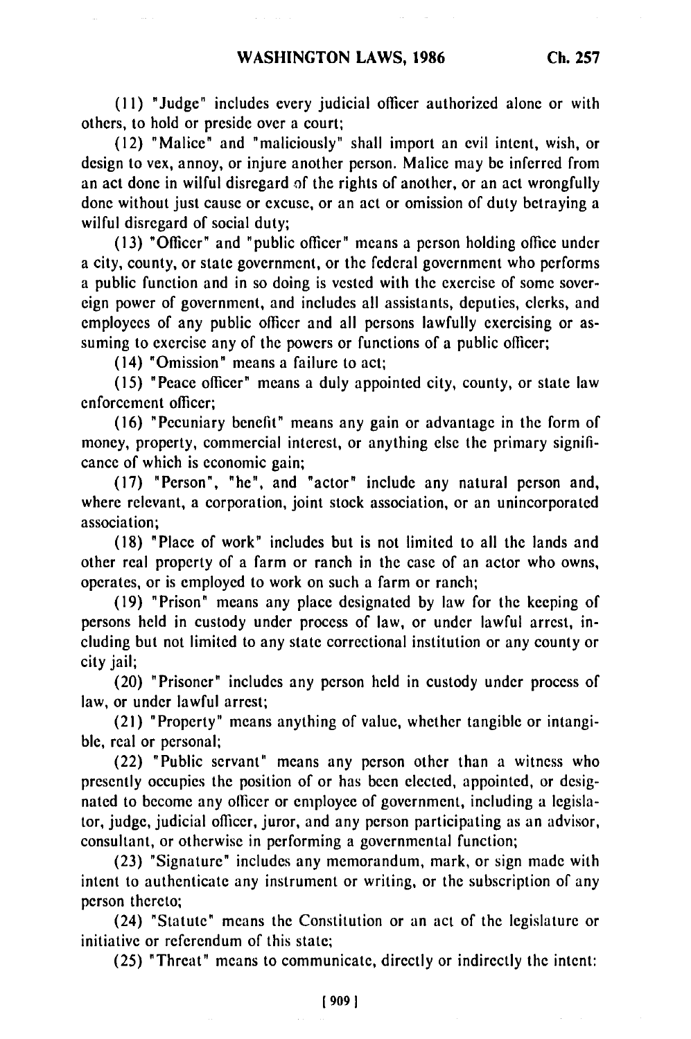(11) "Judge" includes every judicial officer authorized alone or with others, to hold or preside over a court;

(12) "Malice" and "maliciously" shall import an evil intent, wish, or design to vex, annoy, or injure another person. Malice may be inferred from an act done in wilful disregard of the rights of another, or an act wrongfully done without just cause or excuse, or an act or omission of duty betraying a wilful disregard of social duty;

(13) "Officer" and "public officer" means a person holding office under a city, county, or state government, or the federal government who performs a public function and in so doing is vested with the exercise of some sovereign power of government, and includes all assistants, deputies, clerks, and employees of any public officer and all persons lawfully exercising or assuming to exercise any of the powers or functions of a public officer;

(14) "Omission" means a failure to act;

(15) "Peace officer" means a duly appointed city, county, or state law enforcement officer;

(16) "Pecuniary benefit" means any gain or advantage in the form of money, property, commercial interest, or anything else the primary significance of which is economic gain;

(17) "Person", "he", and "actor" include any natural person and, where relevant, a corporation, joint stock association, or an unincorporated association;

(18) "Place of work" includes but is not limited to all the lands and other real property of a farm or ranch in the case of an actor who owns, operates, or is employed to work on such a farm or ranch;

(19) "Prison" means any place designated by law for the keeping of persons held in custody under process of law, or under lawful arrest, including but not limited to any state correctional institution or any county or city jail;

(20) "Prisoner" includes any person held in custody under process of law, or under lawful arrest;

(21) "Property" means anything of value, whether tangible or intangible, real or personal;

(22) "Public servant" means any person other than a witness who presently occupies the position of or has been elected, appointed, or designated to become any officer or employee of government, including a legislator, judge, judicial officer, juror, and any person participating as an advisor, consultant, or otherwise in performing a governmental function;

(23) "Signature" includes any memorandum, mark, or sign made with intent to authenticate any instrument or writing, or the subscription of any person thereto;

(24) "Statute" means the Constitution or an act of the legislature or initiative or referendum of this state;

(25) "Threat" means to communicate, directly or indirectly the intent: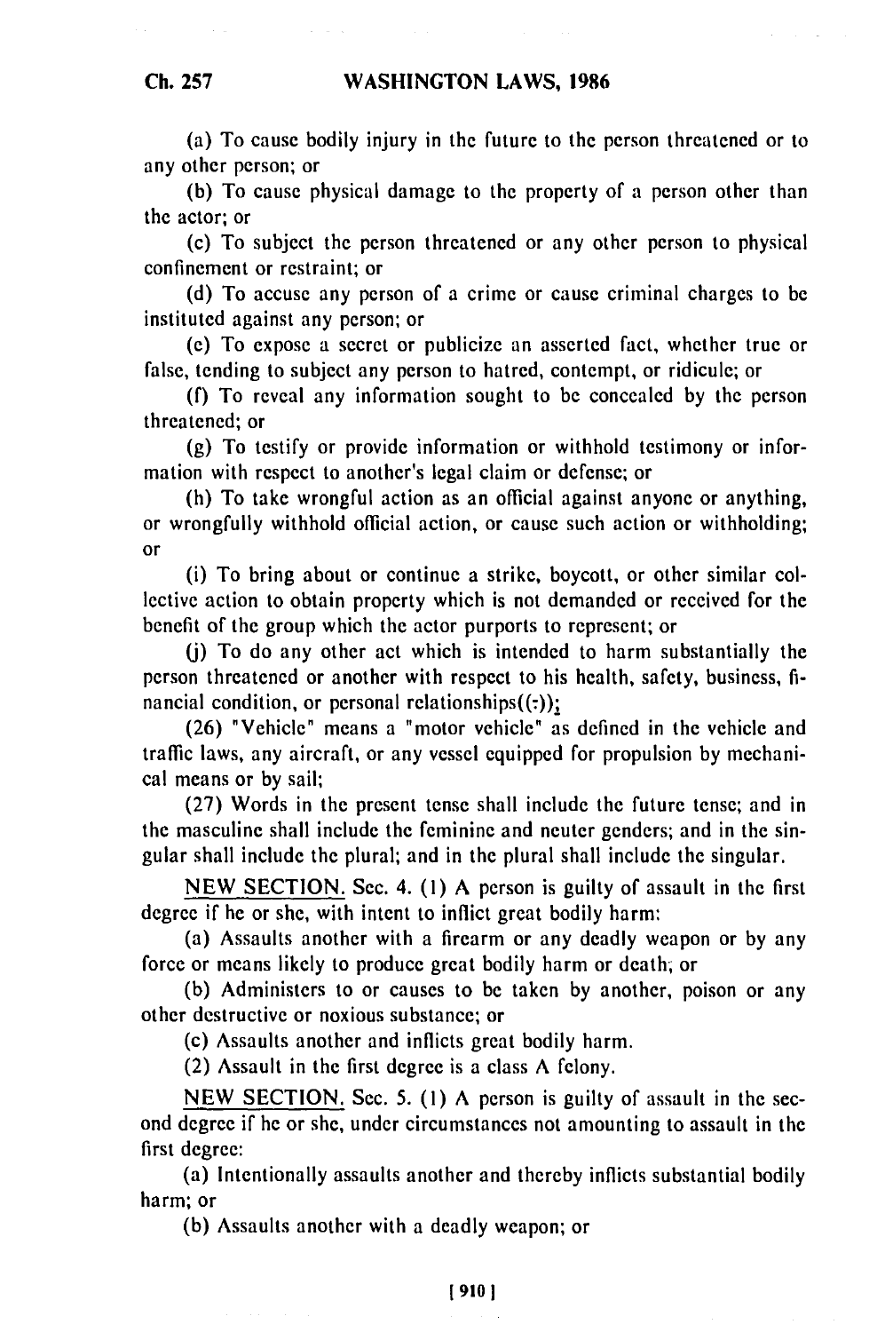(a) To cause bodily injury in the future to the person threatened or to any other person; or

(b) To cause physical damage to the property of a person other than the actor; or

(c) To subject the person threatened or any other person to physical confinement or restraint; or

(d) To accuse any person of a crime or cause criminal charges to be instituted against any person; or

(e) To expose a secret or publicize an asserted fact, whether true or false, tending to subject any person to hatred, contempt, or ridicule; or

(f) To reveal any information sought to be concealed by the person threatened; or

(g) To testify or provide information or withhold testimony or information with respect to another's legal claim or defense; or

(h) To take wrongful action as an official against anyone or anything, or wrongfully withhold official action, or cause such action or withholding; or

(i) To bring about or continue a strike, boycott, or other similar collective action to obtain property which is not demanded or received for the benefit of the group which the actor purports to represent; or

(j) To do any other act which is intended to harm substantially the person threatened or another with respect to his health, safety, business, financial condition, or personal relationships((-));

(26) "Vehicle" means a "motor vehicle" as defined in the vehicle and traffic laws, any aircraft, or any vessel equipped for propulsion by mechanical means or by sail;

(27) Words in the present tense shall include the future tense; and in the masculine shall include the feminine and neuter genders; and in the singular shall include the plural; and in the plural shall include the singular.

NEW SECTION. Sec. 4. (1) A person is guilty of assault in the first degree if he or she, with intent to inflict great bodily harm:

(a) Assaults another with a firearm or any deadly weapon or by any force or means likely to produce great bodily harm or death; or

(b) Administers to or causes to be taken by another, poison or any other destructive or noxious substance; or

(c) Assaults another and inflicts great bodily harm.

(2) Assault in the first degree is a class A felony.

NEW SECTION. Sec. 5. (1) A person is guilty of assault in the second degree if he or she, under circumstances not amounting to assault in the first degree:

(a) Intentionally assaults another and thereby inflicts substantial bodily harm; or

(b) Assaults another with a deadly weapon; or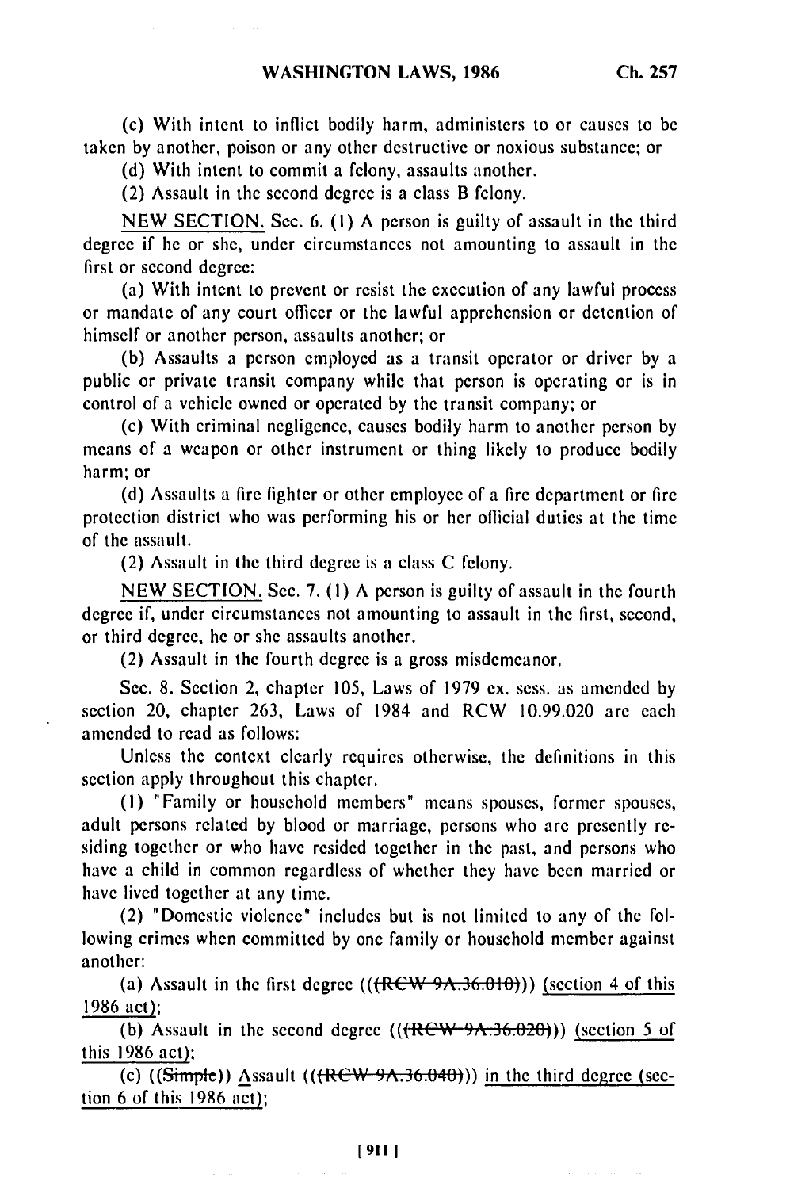(c) With intent to inflict bodily harm, administers to or causes to be taken by another, poison or any other destructive or noxious substance; or

(d) With intent to commit a felony, assaults another.

(2) Assault in the second degree is a class B felony.

NEW SECTION. Sec. 6. (1) A person is guilty of assault in the third degree if he or she, under circumstances not amounting to assault in the first or second degree:

(a) With intent to prevent or resist the execution of any lawful process or mandate of any court officer or the lawful apprehension or detention of himself or another person, assaults another; or

(b) Assaults a person employed as a transit operator or driver by a public or private transit company while that person is operating or is in control of a vehicle owned or operated by the transit company; or

(c) With criminal negligence, causes bodily harm to another person by means of a weapon or other instrument or thing likely to produce bodily harm; or

(d) Assaults a fire fighter or other employee of a fire department or fire protection district who was performing his or her official duties at the time of the assault.

(2) Assault in the third degree is a class C felony.

NEW SECTION. Sec. 7. (1) A person is guilty of assault in the fourth degree if, under circumstances not amounting to assault in the first, second, or third degree, he or she assaults another.

(2) Assault in the fourth degree is a gross misdemeanor.

Sec. 8. Section 2, chapter 105, Laws of 1979 ex. sess. as amended by section 20, chapter 263, Laws of 1984 and RCW 10.99.020 are each amended to read as follows:

Unless the context clearly requires otherwise, the definitions in this section apply throughout this chapter.

(1) "Family or household members" means spouses, former spouses, adult persons related by blood or marriage, persons who are presently residing together or who have resided together in the past, and persons who have a child in common regardless of whether they have been married or have lived together at any time.

(2) "Domestic violence" includes but is not limited to any of the following crimes when committed by one family or household member against another:

(a) Assault in the first degree ((~~(RCW 9A.36.010)~~)) <u>(section 4 of this 1986 act)</u>;

(b) Assault in the second degree ((~~(RCW 9A.36.020)~~)) <u>(section 5 of this 1986 act)</u>;

(c) ((~~Simple~~)) <u>A</u>ssault ((~~(RCW 9A.36.040)~~)) <u>in the third degree (section 6 of this 1986 act)</u>;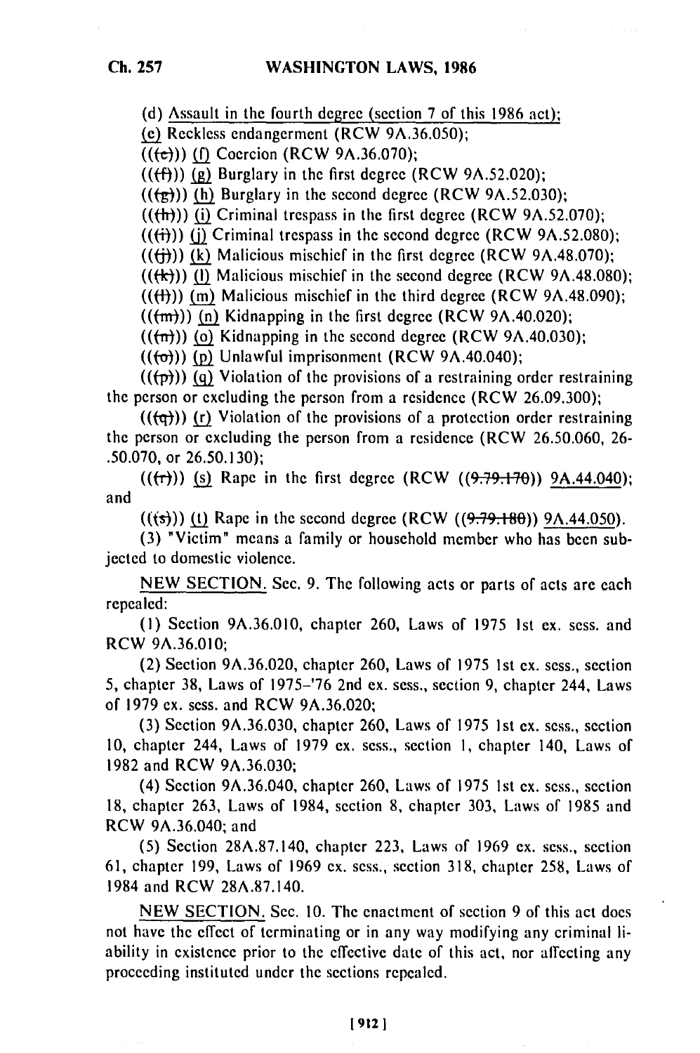(d) Assault in the fourth degree (section 7 of this 1986 act);

(e) Reckless endangerment (RCW 9A.36.050);

((~~(e)~~)) (f) Coercion (RCW 9A.36.070);

((~~(f)~~)) (g) Burglary in the first degree (RCW 9A.52.020);

((~~(g)~~)) (h) Burglary in the second degree (RCW 9A.52.030);

((~~(h)~~)) (i) Criminal trespass in the first degree (RCW 9A.52.070);

((~~(i)~~)) (j) Criminal trespass in the second degree (RCW 9A.52.080);

((~~(j)~~)) (k) Malicious mischief in the first degree (RCW 9A.48.070);

((~~(k)~~)) (l) Malicious mischief in the second degree (RCW 9A.48.080);

((~~(l)~~)) (m) Malicious mischief in the third degree (RCW 9A.48.090);

((~~(m)~~)) (n) Kidnapping in the first degree (RCW 9A.40.020);

((~~(n)~~)) (o) Kidnapping in the second degree (RCW 9A.40.030);

((~~(o)~~)) (p) Unlawful imprisonment (RCW 9A.40.040);

((~~(p)~~)) (q) Violation of the provisions of a restraining order restraining the person or excluding the person from a residence (RCW 26.09.300);

((~~(q)~~)) (r) Violation of the provisions of a protection order restraining the person or excluding the person from a residence (RCW 26.50.060, 26-.50.070, or 26.50.130);

((~~(r)~~)) (s) Rape in the first degree (RCW ((~~9.79.170~~)) 9A.44.040); and

((~~(s)~~)) (t) Rape in the second degree (RCW ((~~9.79.180~~)) 9A.44.050).

(3) "Victim" means a family or household member who has been subjected to domestic violence.

NEW SECTION. Sec. 9. The following acts or parts of acts are each repealed:

(1) Section 9A.36.010, chapter 260, Laws of 1975 1st ex. sess. and RCW 9A.36.010;

(2) Section 9A.36.020, chapter 260, Laws of 1975 1st ex. sess., section 5, chapter 38, Laws of 1975-'76 2nd ex. sess., section 9, chapter 244, Laws of 1979 ex. sess. and RCW 9A.36.020;

(3) Section 9A.36.030, chapter 260, Laws of 1975 1st ex. sess., section 10, chapter 244, Laws of 1979 ex. sess., section 1, chapter 140, Laws of 1982 and RCW 9A.36.030;

(4) Section 9A.36.040, chapter 260, Laws of 1975 1st ex. sess., section 18, chapter 263, Laws of 1984, section 8, chapter 303, Laws of 1985 and RCW 9A.36.040; and

(5) Section 28A.87.140, chapter 223, Laws of 1969 ex. sess., section 61, chapter 199, Laws of 1969 ex. sess., section 318, chapter 258, Laws of 1984 and RCW 28A.87.140.

NEW SECTION. Sec. 10. The enactment of section 9 of this act does not have the effect of terminating or in any way modifying any criminal liability in existence prior to the effective date of this act, nor affecting any proceeding instituted under the sections repealed.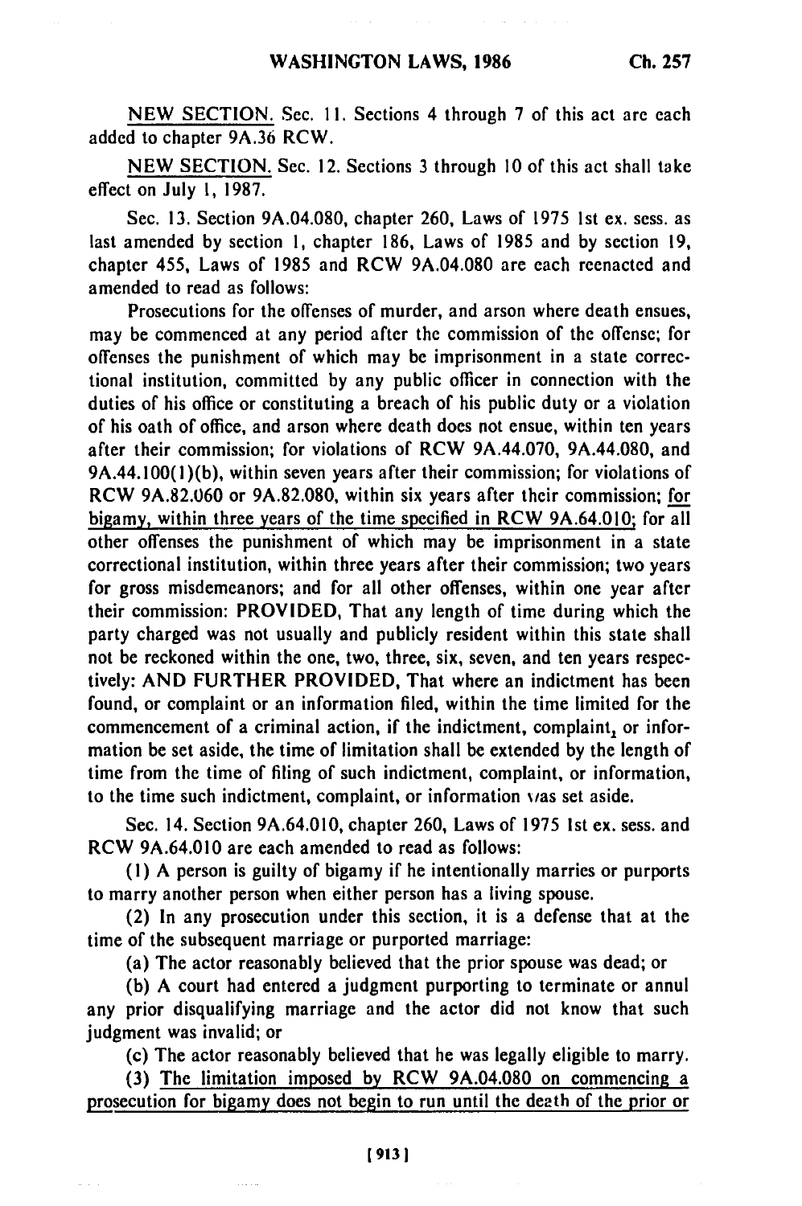NEW SECTION. Sec. 11. Sections 4 through 7 of this act are each added to chapter 9A.36 RCW.

NEW SECTION. Sec. 12. Sections 3 through 10 of this act shall take effect on July 1, 1987.

Sec. 13. Section 9A.04.080, chapter 260, Laws of 1975 1st ex. sess. as last amended by section 1, chapter 186, Laws of 1985 and by section 19, chapter 455, Laws of 1985 and RCW 9A.04.080 are each reenacted and amended to read as follows:

Prosecutions for the offenses of murder, and arson where death ensues, may be commenced at any period after the commission of the offense; for offenses the punishment of which may be imprisonment in a state correctional institution, committed by any public officer in connection with the duties of his office or constituting a breach of his public duty or a violation of his oath of office, and arson where death does not ensue, within ten years after their commission; for violations of RCW 9A.44.070, 9A.44.080, and 9A.44.100(1)(b), within seven years after their commission; for violations of RCW 9A.82.060 or 9A.82.080, within six years after their commission; <u>for bigamy, within three years of the time specified in RCW 9A.64.010;</u> for all other offenses the punishment of which may be imprisonment in a state correctional institution, within three years after their commission; two years for gross misdemeanors; and for all other offenses, within one year after their commission: PROVIDED, That any length of time during which the party charged was not usually and publicly resident within this state shall not be reckoned within the one, two, three, six, seven, and ten years respectively: AND FURTHER PROVIDED, That where an indictment has been found, or complaint or an information filed, within the time limited for the commencement of a criminal action, if the indictment, complaint, or information be set aside, the time of limitation shall be extended by the length of time from the time of filing of such indictment, complaint, or information, to the time such indictment, complaint, or information was set aside.

Sec. 14. Section 9A.64.010, chapter 260, Laws of 1975 1st ex. sess. and RCW 9A.64.010 are each amended to read as follows:

(1) A person is guilty of bigamy if he intentionally marries or purports to marry another person when either person has a living spouse.

(2) In any prosecution under this section, it is a defense that at the time of the subsequent marriage or purported marriage:

(a) The actor reasonably believed that the prior spouse was dead; or

(b) A court had entered a judgment purporting to terminate or annul any prior disqualifying marriage and the actor did not know that such judgment was invalid; or

(c) The actor reasonably believed that he was legally eligible to marry.

<u>(3) The limitation imposed by RCW 9A.04.080 on commencing a prosecution for bigamy does not begin to run until the death of the prior or</u>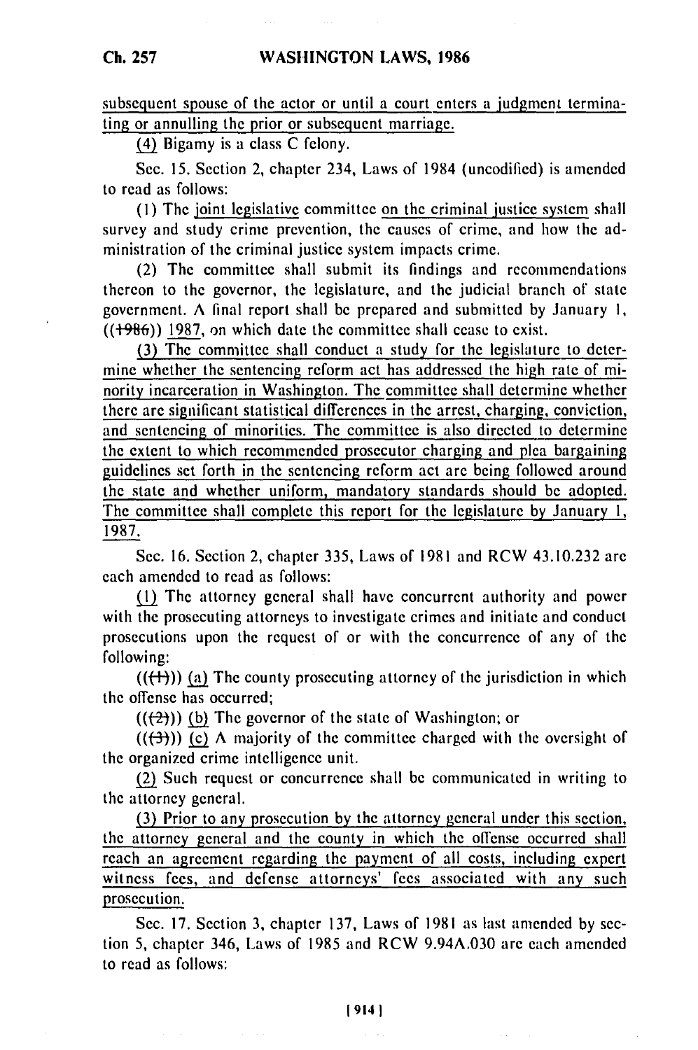subsequent spouse of the actor or until a court enters a judgment terminating or annulling the prior or subsequent marriage.

(4) Bigamy is a class C felony.

Sec. 15. Section 2, chapter 234, Laws of 1984 (uncodified) is amended to read as follows:

(1) The joint legislative committee on the criminal justice system shall survey and study crime prevention, the causes of crime, and how the administration of the criminal justice system impacts crime.

(2) The committee shall submit its findings and recommendations thereon to the governor, the legislature, and the judicial branch of state government. A final report shall be prepared and submitted by January 1, ((1986)) 1987, on which date the committee shall cease to exist.

(3) The committee shall conduct a study for the legislature to determine whether the sentencing reform act has addressed the high rate of minority incarceration in Washington. The committee shall determine whether there are significant statistical differences in the arrest, charging, conviction, and sentencing of minorities. The committee is also directed to determine the extent to which recommended prosecutor charging and plea bargaining guidelines set forth in the sentencing reform act are being followed around the state and whether uniform, mandatory standards should be adopted. The committee shall complete this report for the legislature by January 1, 1987.

Sec. 16. Section 2, chapter 335, Laws of 1981 and RCW 43.10.232 are each amended to read as follows:

(1) The attorney general shall have concurrent authority and power with the prosecuting attorneys to investigate crimes and initiate and conduct prosecutions upon the request of or with the concurrence of any of the following:

(((1))) (a) The county prosecuting attorney of the jurisdiction in which the offense has occurred;

(((2))) (b) The governor of the state of Washington; or

(((3))) (c) A majority of the committee charged with the oversight of the organized crime intelligence unit.

(2) Such request or concurrence shall be communicated in writing to the attorney general.

(3) Prior to any prosecution by the attorney general under this section, the attorney general and the county in which the offense occurred shall reach an agreement regarding the payment of all costs, including expert witness fees, and defense attorneys' fees associated with any such prosecution.

Sec. 17. Section 3, chapter 137, Laws of 1981 as last amended by section 5, chapter 346, Laws of 1985 and RCW 9.94A.030 are each amended to read as follows: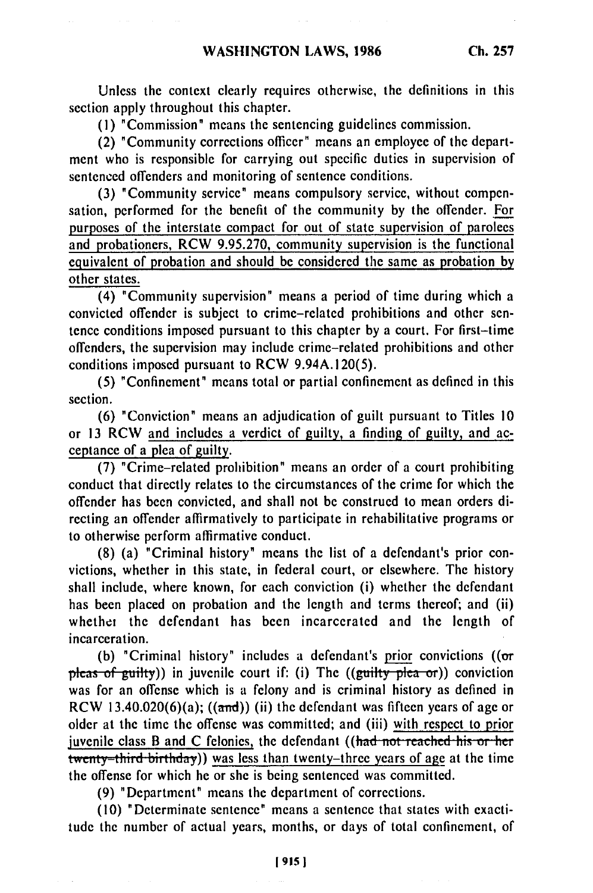Unless the context clearly requires otherwise, the definitions in this section apply throughout this chapter.

(1) "Commission" means the sentencing guidelines commission.

(2) "Community corrections officer" means an employee of the department who is responsible for carrying out specific duties in supervision of sentenced offenders and monitoring of sentence conditions.

(3) "Community service" means compulsory service, without compensation, performed for the benefit of the community by the offender. For purposes of the interstate compact for out of state supervision of parolees and probationers, RCW 9.95.270, community supervision is the functional equivalent of probation and should be considered the same as probation by other states.

(4) "Community supervision" means a period of time during which a convicted offender is subject to crime-related prohibitions and other sentence conditions imposed pursuant to this chapter by a court. For first-time offenders, the supervision may include crime-related prohibitions and other conditions imposed pursuant to RCW 9.94A.120(5).

(5) "Confinement" means total or partial confinement as defined in this section.

(6) "Conviction" means an adjudication of guilt pursuant to Titles 10 or 13 RCW and includes a verdict of guilty, a finding of guilty, and acceptance of a plea of guilty.

(7) "Crime-related prohibition" means an order of a court prohibiting conduct that directly relates to the circumstances of the crime for which the offender has been convicted, and shall not be construed to mean orders directing an offender affirmatively to participate in rehabilitative programs or to otherwise perform affirmative conduct.

(8) (a) "Criminal history" means the list of a defendant's prior convictions, whether in this state, in federal court, or elsewhere. The history shall include, where known, for each conviction (i) whether the defendant has been placed on probation and the length and terms thereof; and (ii) whether the defendant has been incarcerated and the length of incarceration.

(b) "Criminal history" includes a defendant's prior convictions ((~~or pleas of guilty~~)) in juvenile court if: (i) The ((~~guilty plea or~~)) conviction was for an offense which is a felony and is criminal history as defined in RCW 13.40.020(6)(a); ((~~and~~)) (ii) the defendant was fifteen years of age or older at the time the offense was committed; and (iii) with respect to prior juvenile class B and C felonies, the defendant ((~~had not reached his or her twenty-third birthday~~)) was less than twenty-three years of age at the time the offense for which he or she is being sentenced was committed.

(9) "Department" means the department of corrections.

(10) "Determinate sentence" means a sentence that states with exactitude the number of actual years, months, or days of total confinement, of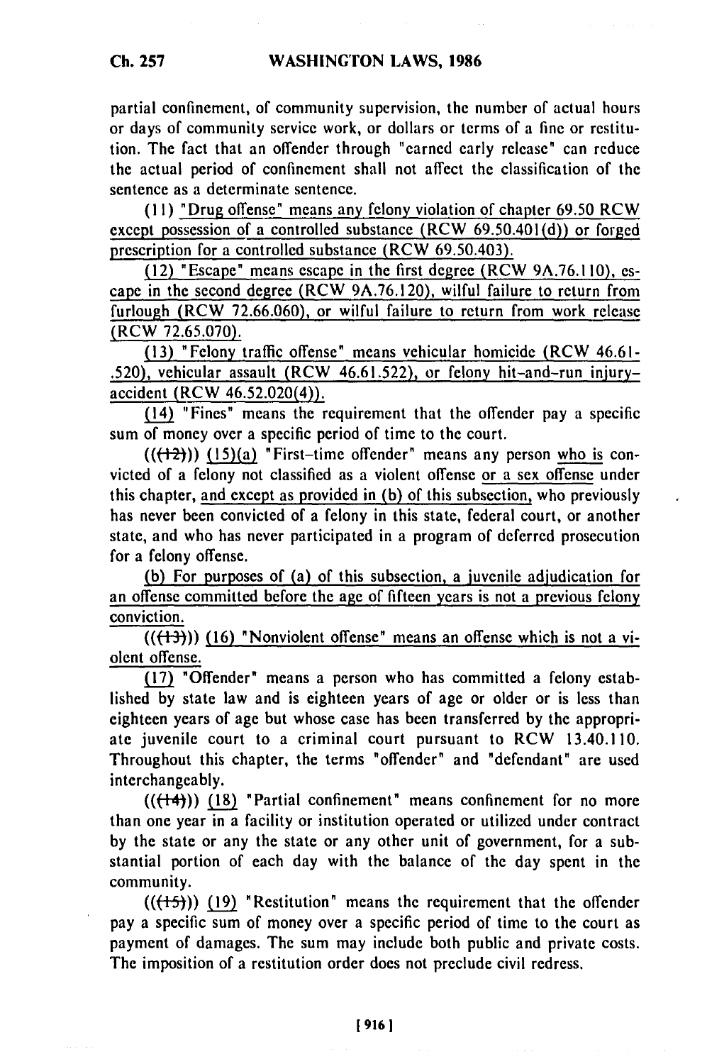partial confinement, of community supervision, the number of actual hours or days of community service work, or dollars or terms of a fine or restitution. The fact that an offender through "earned early release" can reduce the actual period of confinement shall not affect the classification of the sentence as a determinate sentence.

(11) "Drug offense" means any felony violation of chapter 69.50 RCW except possession of a controlled substance (RCW 69.50.401(d)) or forged prescription for a controlled substance (RCW 69.50.403).

(12) "Escape" means escape in the first degree (RCW 9A.76.110), escape in the second degree (RCW 9A.76.120), wilful failure to return from furlough (RCW 72.66.060), or wilful failure to return from work release (RCW 72.65.070).

(13) "Felony traffic offense" means vehicular homicide (RCW 46.61-.520), vehicular assault (RCW 46.61.522), or felony hit-and-run injury-accident (RCW 46.52.020(4)).

(14) "Fines" means the requirement that the offender pay a specific sum of money over a specific period of time to the court.

(((12))) (15)(a) "First-time offender" means any person who is convicted of a felony not classified as a violent offense or a sex offense under this chapter, and except as provided in (b) of this subsection, who previously has never been convicted of a felony in this state, federal court, or another state, and who has never participated in a program of deferred prosecution for a felony offense.

(b) For purposes of (a) of this subsection, a juvenile adjudication for an offense committed before the age of fifteen years is not a previous felony conviction.

(((13))) (16) "Nonviolent offense" means an offense which is not a violent offense.

(17) "Offender" means a person who has committed a felony established by state law and is eighteen years of age or older or is less than eighteen years of age but whose case has been transferred by the appropriate juvenile court to a criminal court pursuant to RCW 13.40.110. Throughout this chapter, the terms "offender" and "defendant" are used interchangeably.

(((14))) (18) "Partial confinement" means confinement for no more than one year in a facility or institution operated or utilized under contract by the state or any the state or any other unit of government, for a substantial portion of each day with the balance of the day spent in the community.

(((15))) (19) "Restitution" means the requirement that the offender pay a specific sum of money over a specific period of time to the court as payment of damages. The sum may include both public and private costs. The imposition of a restitution order does not preclude civil redress.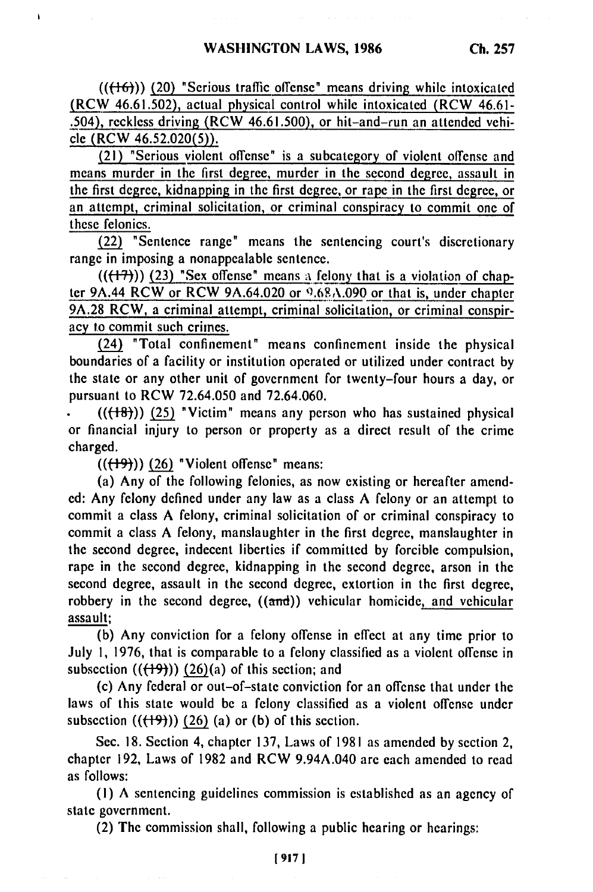(((16))) (20) "Serious traffic offense" means driving while intoxicated (RCW 46.61.502), actual physical control while intoxicated (RCW 46.61-.504), reckless driving (RCW 46.61.500), or hit-and-run an attended vehicle (RCW 46.52.020(5)).

(21) "Serious violent offense" is a subcategory of violent offense and means murder in the first degree, murder in the second degree, assault in the first degree, kidnapping in the first degree, or rape in the first degree, or an attempt, criminal solicitation, or criminal conspiracy to commit one of these felonies.

(22) "Sentence range" means the sentencing court's discretionary range in imposing a nonappealable sentence.

(((17))) (23) "Sex offense" means a felony that is a violation of chapter 9A.44 RCW or RCW 9A.64.020 or 9.68A.090 or that is, under chapter 9A.28 RCW, a criminal attempt, criminal solicitation, or criminal conspiracy to commit such crimes.

(24) "Total confinement" means confinement inside the physical boundaries of a facility or institution operated or utilized under contract by the state or any other unit of government for twenty-four hours a day, or pursuant to RCW 72.64.050 and 72.64.060.

(((18))) (25) "Victim" means any person who has sustained physical or financial injury to person or property as a direct result of the crime charged.

(((19))) (26) "Violent offense" means:

(a) Any of the following felonies, as now existing or hereafter amended: Any felony defined under any law as a class A felony or an attempt to commit a class A felony, criminal solicitation of or criminal conspiracy to commit a class A felony, manslaughter in the first degree, manslaughter in the second degree, indecent liberties if committed by forcible compulsion, rape in the second degree, kidnapping in the second degree, arson in the second degree, assault in the second degree, extortion in the first degree, robbery in the second degree, ((and)) vehicular homicide, and vehicular assault;

(b) Any conviction for a felony offense in effect at any time prior to July 1, 1976, that is comparable to a felony classified as a violent offense in subsection (((19))) (26)(a) of this section; and

(c) Any federal or out-of-state conviction for an offense that under the laws of this state would be a felony classified as a violent offense under subsection (((19))) (26) (a) or (b) of this section.

Sec. 18. Section 4, chapter 137, Laws of 1981 as amended by section 2, chapter 192, Laws of 1982 and RCW 9.94A.040 are each amended to read as follows:

(1) A sentencing guidelines commission is established as an agency of state government.

(2) The commission shall, following a public hearing or hearings: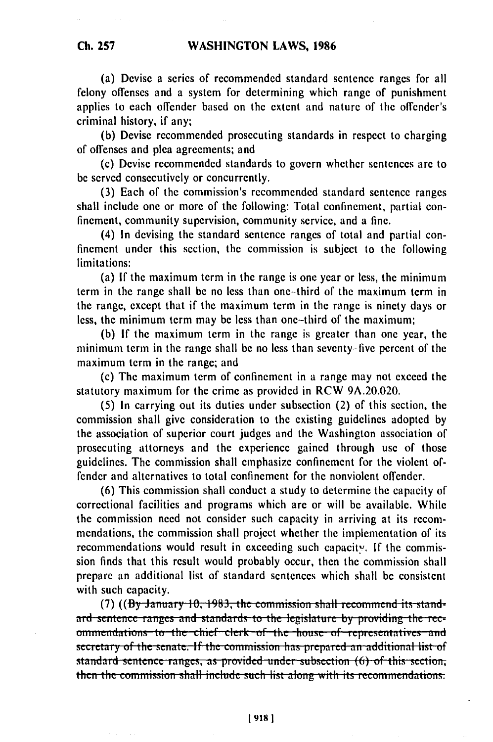(a) Devise a series of recommended standard sentence ranges for all felony offenses and a system for determining which range of punishment applies to each offender based on the extent and nature of the offender's criminal history, if any;

(b) Devise recommended prosecuting standards in respect to charging of offenses and plea agreements; and

(c) Devise recommended standards to govern whether sentences are to be served consecutively or concurrently.

(3) Each of the commission's recommended standard sentence ranges shall include one or more of the following: Total confinement, partial confinement, community supervision, community service, and a fine.

(4) In devising the standard sentence ranges of total and partial confinement under this section, the commission is subject to the following limitations:

(a) If the maximum term in the range is one year or less, the minimum term in the range shall be no less than one-third of the maximum term in the range, except that if the maximum term in the range is ninety days or less, the minimum term may be less than one-third of the maximum;

(b) If the maximum term in the range is greater than one year, the minimum term in the range shall be no less than seventy-five percent of the maximum term in the range; and

(c) The maximum term of confinement in a range may not exceed the statutory maximum for the crime as provided in RCW 9A.20.020.

(5) In carrying out its duties under subsection (2) of this section, the commission shall give consideration to the existing guidelines adopted by the association of superior court judges and the Washington association of prosecuting attorneys and the experience gained through use of those guidelines. The commission shall emphasize confinement for the violent offender and alternatives to total confinement for the nonviolent offender.

(6) This commission shall conduct a study to determine the capacity of correctional facilities and programs which are or will be available. While the commission need not consider such capacity in arriving at its recommendations, the commission shall project whether the implementation of its recommendations would result in exceeding such capacity. If the commission finds that this result would probably occur, then the commission shall prepare an additional list of standard sentences which shall be consistent with such capacity.

(7) ((~~By January 10, 1983, the commission shall recommend its standard sentence ranges and standards to the legislature by providing the recommendations to the chief clerk of the house of representatives and secretary of the senate. If the commission has prepared an additional list of standard sentence ranges, as provided under subsection (6) of this section, then the commission shall include such list along with its recommendations.~~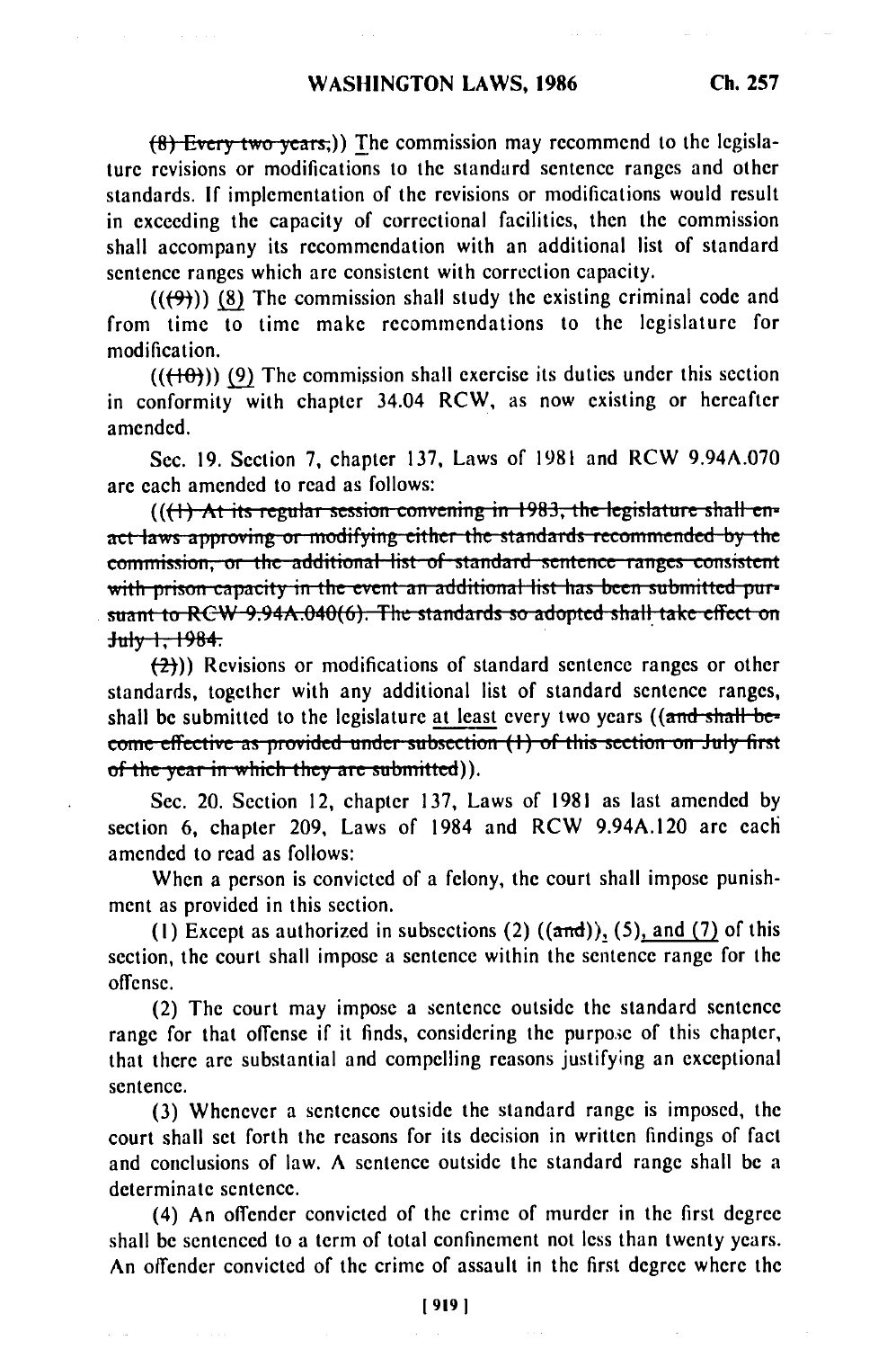~~(8) Every two years,~~)) The commission may recommend to the legislature revisions or modifications to the standard sentence ranges and other standards. If implementation of the revisions or modifications would result in exceeding the capacity of correctional facilities, then the commission shall accompany its recommendation with an additional list of standard sentence ranges which are consistent with correction capacity.

((~~(9)~~)) (8) The commission shall study the existing criminal code and from time to time make recommendations to the legislature for modification.

((~~(10)~~)) (9) The commission shall exercise its duties under this section in conformity with chapter 34.04 RCW, as now existing or hereafter amended.

Sec. 19. Section 7, chapter 137, Laws of 1981 and RCW 9.94A.070 are each amended to read as follows:

((~~(1) At its regular session convening in 1983, the legislature shall enact laws approving or modifying either the standards recommended by the commission, or the additional list of standard sentence ranges consistent with prison capacity in the event an additional list has been submitted pursuant to RCW 9.94A.040(6). The standards so adopted shall take effect on July 1, 1984.~~

~~(2)~~)) Revisions or modifications of standard sentence ranges or other standards, together with any additional list of standard sentence ranges, shall be submitted to the legislature at least every two years ((~~and shall become effective as provided under subsection (1) of this section on July first of the year in which they are submitted~~)).

Sec. 20. Section 12, chapter 137, Laws of 1981 as last amended by section 6, chapter 209, Laws of 1984 and RCW 9.94A.120 are each amended to read as follows:

When a person is convicted of a felony, the court shall impose punishment as provided in this section.

(1) Except as authorized in subsections (2) ((~~and~~)), (5), and (7) of this section, the court shall impose a sentence within the sentence range for the offense.

(2) The court may impose a sentence outside the standard sentence range for that offense if it finds, considering the purpose of this chapter, that there are substantial and compelling reasons justifying an exceptional sentence.

(3) Whenever a sentence outside the standard range is imposed, the court shall set forth the reasons for its decision in written findings of fact and conclusions of law. A sentence outside the standard range shall be a determinate sentence.

(4) An offender convicted of the crime of murder in the first degree shall be sentenced to a term of total confinement not less than twenty years. An offender convicted of the crime of assault in the first degree where the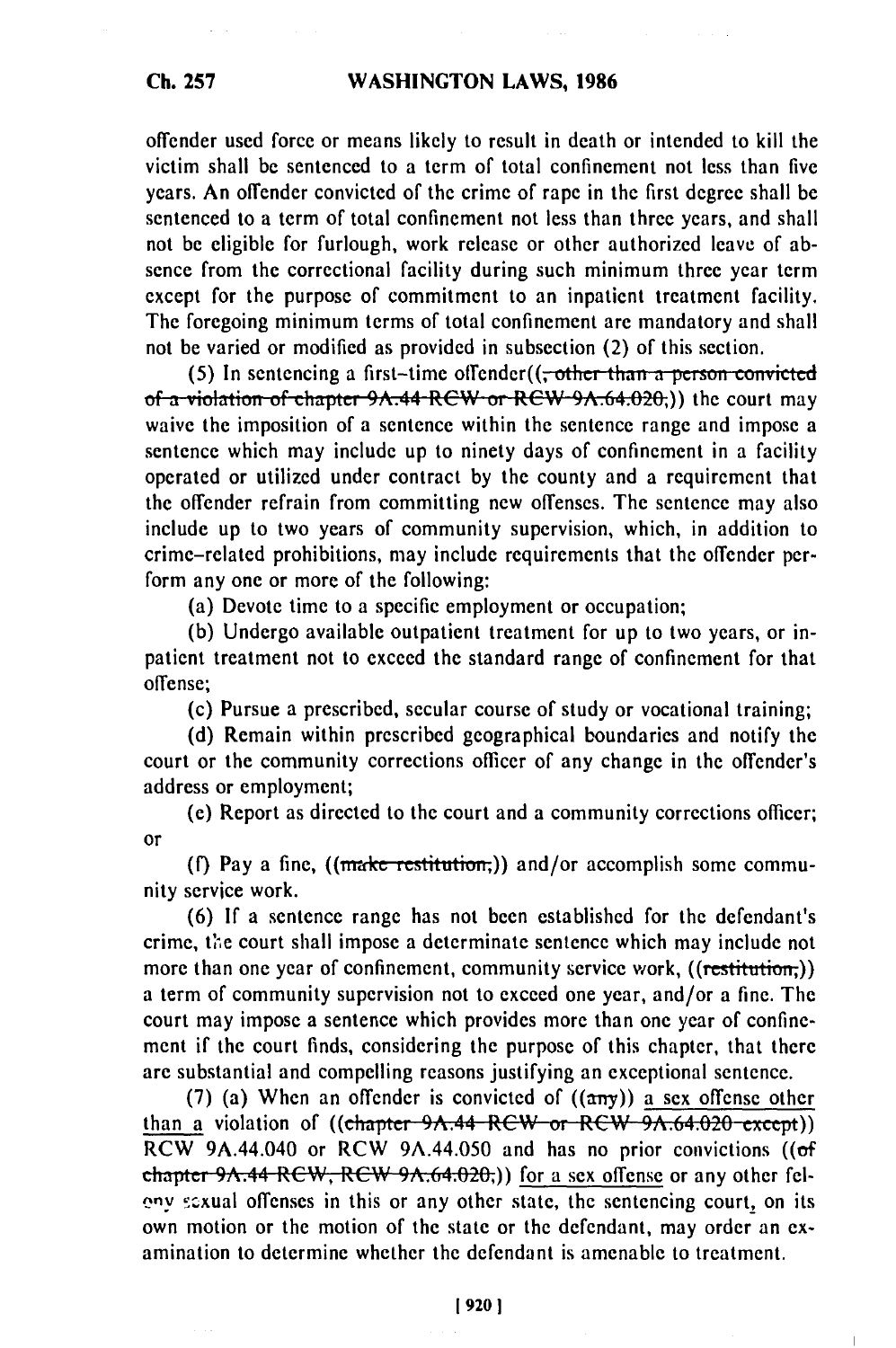offender used force or means likely to result in death or intended to kill the victim shall be sentenced to a term of total confinement not less than five years. An offender convicted of the crime of rape in the first degree shall be sentenced to a term of total confinement not less than three years, and shall not be eligible for furlough, work release or other authorized leave of absence from the correctional facility during such minimum three year term except for the purpose of commitment to an inpatient treatment facility. The foregoing minimum terms of total confinement are mandatory and shall not be varied or modified as provided in subsection (2) of this section.

(5) In sentencing a first-time offender((~~, other than a person convicted of a violation of chapter 9A.44 RCW or RCW 9A.64.020,~~)) the court may waive the imposition of a sentence within the sentence range and impose a sentence which may include up to ninety days of confinement in a facility operated or utilized under contract by the county and a requirement that the offender refrain from committing new offenses. The sentence may also include up to two years of community supervision, which, in addition to crime-related prohibitions, may include requirements that the offender perform any one or more of the following:

(a) Devote time to a specific employment or occupation;

(b) Undergo available outpatient treatment for up to two years, or inpatient treatment not to exceed the standard range of confinement for that offense;

(c) Pursue a prescribed, secular course of study or vocational training;

(d) Remain within prescribed geographical boundaries and notify the court or the community corrections officer of any change in the offender's address or employment;

(e) Report as directed to the court and a community corrections officer; or

(f) Pay a fine, ((~~make restitution,~~)) and/or accomplish some community service work.

(6) If a sentence range has not been established for the defendant's crime, the court shall impose a determinate sentence which may include not more than one year of confinement, community service work, ((~~restitution,~~)) a term of community supervision not to exceed one year, and/or a fine. The court may impose a sentence which provides more than one year of confinement if the court finds, considering the purpose of this chapter, that there are substantial and compelling reasons justifying an exceptional sentence.

(7) (a) When an offender is convicted of ((~~any~~)) <u>a sex offense other than a</u> violation of ((~~chapter 9A.44 RCW or RCW 9A.64.020 except~~)) RCW 9A.44.040 or RCW 9A.44.050 and has no prior convictions ((~~of chapter 9A.44 RCW, RCW 9A.64.020,~~)) <u>for a sex offense</u> or any other felony sexual offenses in this or any other state, the sentencing court<u>,</u> on its own motion or the motion of the state or the defendant, may order an examination to determine whether the defendant is amenable to treatment.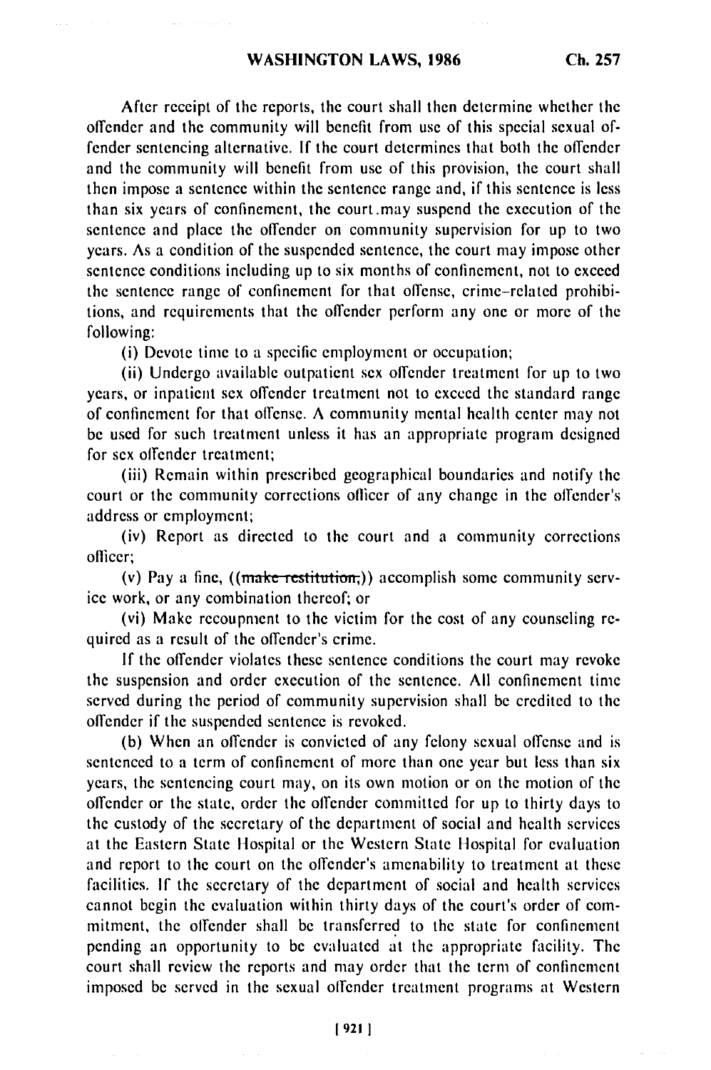After receipt of the reports, the court shall then determine whether the offender and the community will benefit from use of this special sexual offender sentencing alternative. If the court determines that both the offender and the community will benefit from use of this provision, the court shall then impose a sentence within the sentence range and, if this sentence is less than six years of confinement, the court may suspend the execution of the sentence and place the offender on community supervision for up to two years. As a condition of the suspended sentence, the court may impose other sentence conditions including up to six months of confinement, not to exceed the sentence range of confinement for that offense, crime-related prohibitions, and requirements that the offender perform any one or more of the following:

(i) Devote time to a specific employment or occupation;

(ii) Undergo available outpatient sex offender treatment for up to two years, or inpatient sex offender treatment not to exceed the standard range of confinement for that offense. A community mental health center may not be used for such treatment unless it has an appropriate program designed for sex offender treatment;

(iii) Remain within prescribed geographical boundaries and notify the court or the community corrections officer of any change in the offender's address or employment;

(iv) Report as directed to the court and a community corrections officer;

(v) Pay a fine, ((~~make restitution,~~)) accomplish some community service work, or any combination thereof; or

(vi) Make recoupment to the victim for the cost of any counseling required as a result of the offender's crime.

If the offender violates these sentence conditions the court may revoke the suspension and order execution of the sentence. All confinement time served during the period of community supervision shall be credited to the offender if the suspended sentence is revoked.

(b) When an offender is convicted of any felony sexual offense and is sentenced to a term of confinement of more than one year but less than six years, the sentencing court may, on its own motion or on the motion of the offender or the state, order the offender committed for up to thirty days to the custody of the secretary of the department of social and health services at the Eastern State Hospital or the Western State Hospital for evaluation and report to the court on the offender's amenability to treatment at these facilities. If the secretary of the department of social and health services cannot begin the evaluation within thirty days of the court's order of commitment, the offender shall be transferred to the state for confinement pending an opportunity to be evaluated at the appropriate facility. The court shall review the reports and may order that the term of confinement imposed be served in the sexual offender treatment programs at Western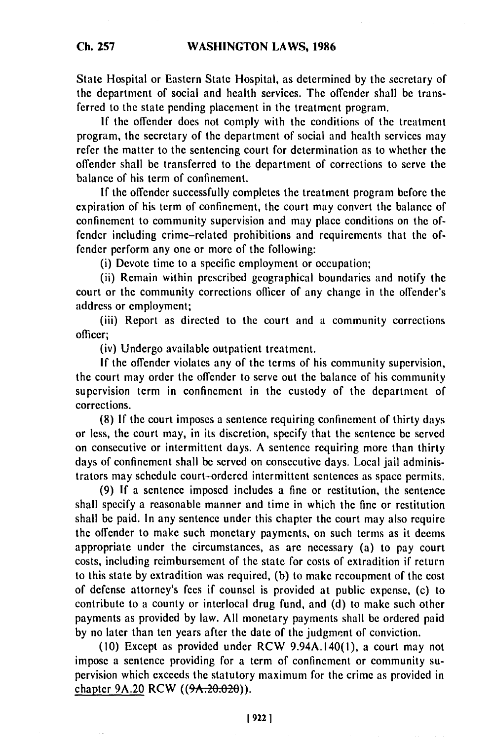State Hospital or Eastern State Hospital, as determined by the secretary of the department of social and health services. The offender shall be transferred to the state pending placement in the treatment program.

If the offender does not comply with the conditions of the treatment program, the secretary of the department of social and health services may refer the matter to the sentencing court for determination as to whether the offender shall be transferred to the department of corrections to serve the balance of his term of confinement.

If the offender successfully completes the treatment program before the expiration of his term of confinement, the court may convert the balance of confinement to community supervision and may place conditions on the offender including crime-related prohibitions and requirements that the offender perform any one or more of the following:

(i) Devote time to a specific employment or occupation;

(ii) Remain within prescribed geographical boundaries and notify the court or the community corrections officer of any change in the offender's address or employment;

(iii) Report as directed to the court and a community corrections officer;

(iv) Undergo available outpatient treatment.

If the offender violates any of the terms of his community supervision, the court may order the offender to serve out the balance of his community supervision term in confinement in the custody of the department of corrections.

(8) If the court imposes a sentence requiring confinement of thirty days or less, the court may, in its discretion, specify that the sentence be served on consecutive or intermittent days. A sentence requiring more than thirty days of confinement shall be served on consecutive days. Local jail administrators may schedule court-ordered intermittent sentences as space permits.

(9) If a sentence imposed includes a fine or restitution, the sentence shall specify a reasonable manner and time in which the fine or restitution shall be paid. In any sentence under this chapter the court may also require the offender to make such monetary payments, on such terms as it deems appropriate under the circumstances, as are necessary (a) to pay court costs, including reimbursement of the state for costs of extradition if return to this state by extradition was required, (b) to make recoupment of the cost of defense attorney's fees if counsel is provided at public expense, (c) to contribute to a county or interlocal drug fund, and (d) to make such other payments as provided by law. All monetary payments shall be ordered paid by no later than ten years after the date of the judgment of conviction.

(10) Except as provided under RCW 9.94A.140(1), a court may not impose a sentence providing for a term of confinement or community supervision which exceeds the statutory maximum for the crime as provided in <u>chapter 9A.20</u> RCW ((~~9A.20.020~~)).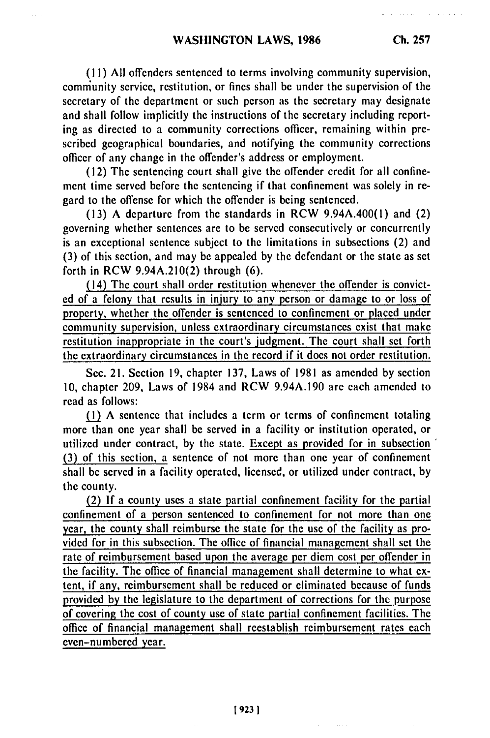(11) All offenders sentenced to terms involving community supervision, community service, restitution, or fines shall be under the supervision of the secretary of the department or such person as the secretary may designate and shall follow implicitly the instructions of the secretary including reporting as directed to a community corrections officer, remaining within prescribed geographical boundaries, and notifying the community corrections officer of any change in the offender's address or employment.

(12) The sentencing court shall give the offender credit for all confinement time served before the sentencing if that confinement was solely in regard to the offense for which the offender is being sentenced.

(13) A departure from the standards in RCW 9.94A.400(1) and (2) governing whether sentences are to be served consecutively or concurrently is an exceptional sentence subject to the limitations in subsections (2) and (3) of this section, and may be appealed by the defendant or the state as set forth in RCW 9.94A.210(2) through (6).

<u>(14) The court shall order restitution whenever the offender is convicted of a felony that results in injury to any person or damage to or loss of property, whether the offender is sentenced to confinement or placed under community supervision, unless extraordinary circumstances exist that make restitution inappropriate in the court's judgment. The court shall set forth the extraordinary circumstances in the record if it does not order restitution.</u>

Sec. 21. Section 19, chapter 137, Laws of 1981 as amended by section 10, chapter 209, Laws of 1984 and RCW 9.94A.190 are each amended to read as follows:

<u>(1)</u> A sentence that includes a term or terms of confinement totaling more than one year shall be served in a facility or institution operated, or utilized under contract, by the state. <u>Except as provided for in subsection (3) of this section, a</u> sentence of not more than one year of confinement shall be served in a facility operated, licensed, or utilized under contract, by the county.

<u>(2) If a county uses a state partial confinement facility for the partial confinement of a person sentenced to confinement for not more than one year, the county shall reimburse the state for the use of the facility as provided for in this subsection. The office of financial management shall set the rate of reimbursement based upon the average per diem cost per offender in the facility. The office of financial management shall determine to what extent, if any, reimbursement shall be reduced or eliminated because of funds provided by the legislature to the department of corrections for the purpose of covering the cost of county use of state partial confinement facilities. The office of financial management shall reestablish reimbursement rates each even-numbered year.</u>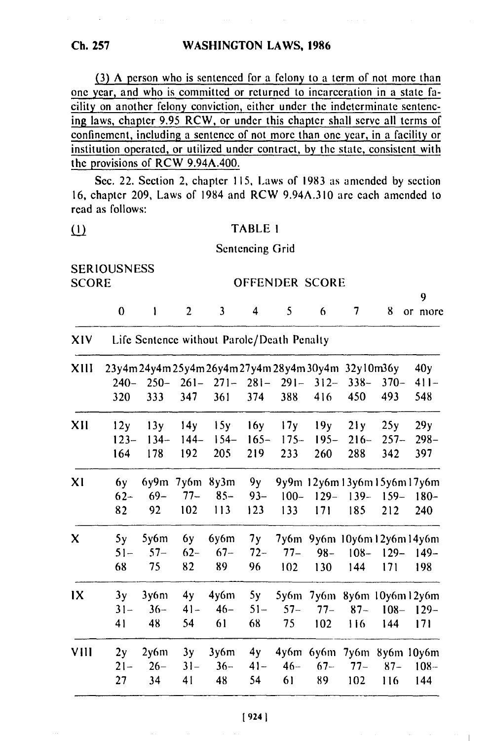(3) A person who is sentenced for a felony to a term of not more than one year, and who is committed or returned to incarceration in a state facility on another felony conviction, either under the indeterminate sentencing laws, chapter 9.95 RCW, or under this chapter shall serve all terms of confinement, including a sentence of not more than one year, in a facility or institution operated, or utilized under contract, by the state, consistent with the provisions of RCW 9.94A.400.

Sec. 22. Section 2, chapter 115, Laws of 1983 as amended by section 16, chapter 209, Laws of 1984 and RCW 9.94A.310 are each amended to read as follows:

(1) TABLE 1

Sentencing Grid

| SERIOUSNESS SCORE | OFFENDER SCORE | | | | | | | | | |
|---|---|---|---|---|---|---|---|---|---|---|
| | 0 | 1 | 2 | 3 | 4 | 5 | 6 | 7 | 8 | 9 or more |
| XIV | Life Sentence without Parole/Death Penalty | | | | | | | | | |
| XIII | 23y4m 240–320 | 24y4m 250–333 | 25y4m 261–347 | 26y4m 271–361 | 27y4m 281–374 | 28y4m 291–388 | 30y4m 312–416 | 32y10m 338–450 | 36y 370–493 | 40y 411–548 |
| XII | 12y 123–164 | 13y 134–178 | 14y 144–192 | 15y 154–205 | 16y 165–219 | 17y 175–233 | 19y 195–260 | 21y 216–288 | 25y 257–342 | 29y 298–397 |
| XI | 6y 62–82 | 6y9m 69–92 | 7y6m 77–102 | 8y3m 85–113 | 9y 93–123 | 9y9m 100–133 | 12y6m 129–171 | 13y6m 139–185 | 15y6m 159–212 | 17y6m 180–240 |
| X | 5y 51–68 | 5y6m 57–75 | 6y 62–82 | 6y6m 67–89 | 7y 72–96 | 7y6m 77–102 | 9y6m 98–130 | 10y6m 108–144 | 12y6m 129–171 | 14y6m 149–198 |
| IX | 3y 31–41 | 3y6m 36–48 | 4y 41–54 | 4y6m 46–61 | 5y 51–68 | 5y6m 57–75 | 7y6m 77–102 | 8y6m 87–116 | 10y6m 108–144 | 12y6m 129–171 |
| VIII | 2y 21–27 | 2y6m 26–34 | 3y 31–41 | 3y6m 36–48 | 4y 41–54 | 4y6m 46–61 | 6y6m 67–89 | 7y6m 77–102 | 8y6m 87–116 | 10y6m 108–144 |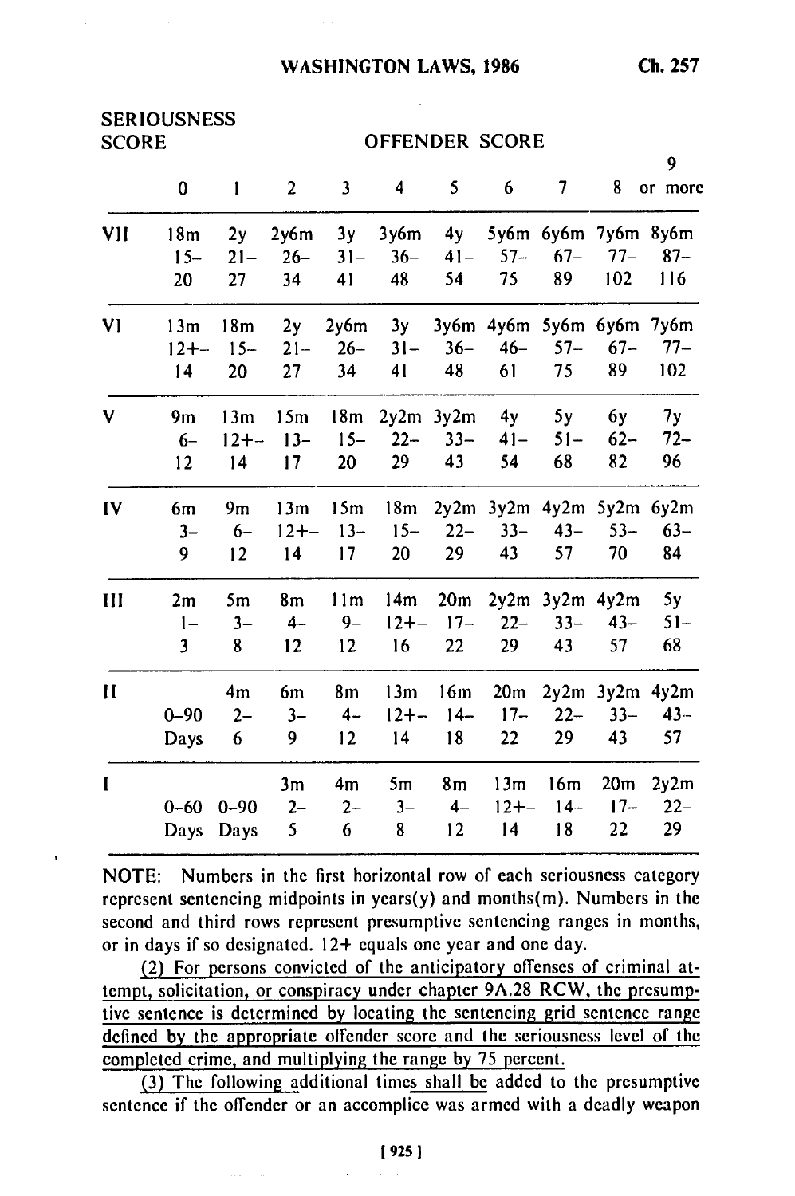| SERIOUSNESS SCORE | OFFENDER SCORE | | | | | | | | | |
|---|---|---|---|---|---|---|---|---|---|---|
| | 0 | 1 | 2 | 3 | 4 | 5 | 6 | 7 | 8 | 9 or more |
| VII | 18m<br>15-<br>20 | 2y<br>21-<br>27 | 2y6m<br>26-<br>34 | 3y<br>31-<br>41 | 3y6m<br>36-<br>48 | 4y<br>41-<br>54 | 5y6m<br>57-<br>75 | 6y6m<br>67-<br>89 | 7y6m<br>77-<br>102 | 8y6m<br>87-<br>116 |
| VI | 13m<br>12+-<br>14 | 18m<br>15-<br>20 | 2y<br>21-<br>27 | 2y6m<br>26-<br>34 | 3y<br>31-<br>41 | 3y6m<br>36-<br>48 | 4y6m<br>46-<br>61 | 5y6m<br>57-<br>75 | 6y6m<br>67-<br>89 | 7y6m<br>77-<br>102 |
| V | 9m<br>6-<br>12 | 13m<br>12+-<br>14 | 15m<br>13-<br>17 | 18m<br>15-<br>20 | 2y2m<br>22-<br>29 | 3y2m<br>33-<br>43 | 4y<br>41-<br>54 | 5y<br>51-<br>68 | 6y<br>62-<br>82 | 7y<br>72-<br>96 |
| IV | 6m<br>3-<br>9 | 9m<br>6-<br>12 | 13m<br>12+-<br>14 | 15m<br>13-<br>17 | 18m<br>15-<br>20 | 2y2m<br>22-<br>29 | 3y2m<br>33-<br>43 | 4y2m<br>43-<br>57 | 5y2m<br>53-<br>70 | 6y2m<br>63-<br>84 |
| III | 2m<br>1-<br>3 | 5m<br>3-<br>8 | 8m<br>4-<br>12 | 11m<br>9-<br>12 | 14m<br>12+-<br>16 | 20m<br>17-<br>22 | 2y2m<br>22-<br>29 | 3y2m<br>33-<br>43 | 4y2m<br>43-<br>57 | 5y<br>51-<br>68 |
| II | 0-90<br>Days | 4m<br>2-<br>6 | 6m<br>3-<br>9 | 8m<br>4-<br>12 | 13m<br>12+-<br>14 | 16m<br>14-<br>18 | 20m<br>17-<br>22 | 2y2m<br>22-<br>29 | 3y2m<br>33-<br>43 | 4y2m<br>43-<br>57 |
| I | 0-60<br>Days | 0-90<br>Days | 3m<br>2-<br>5 | 4m<br>2-<br>6 | 5m<br>3-<br>8 | 8m<br>4-<br>12 | 13m<br>12+-<br>14 | 16m<br>14-<br>18 | 20m<br>17-<br>22 | 2y2m<br>22-<br>29 |

NOTE: Numbers in the first horizontal row of each seriousness category represent sentencing midpoints in years(y) and months(m). Numbers in the second and third rows represent presumptive sentencing ranges in months, or in days if so designated. 12+ equals one year and one day.

(2) For persons convicted of the anticipatory offenses of criminal attempt, solicitation, or conspiracy under chapter 9A.28 RCW, the presumptive sentence is determined by locating the sentencing grid sentence range defined by the appropriate offender score and the seriousness level of the completed crime, and multiplying the range by 75 percent.

(3) The following additional times shall be added to the presumptive sentence if the offender or an accomplice was armed with a deadly weapon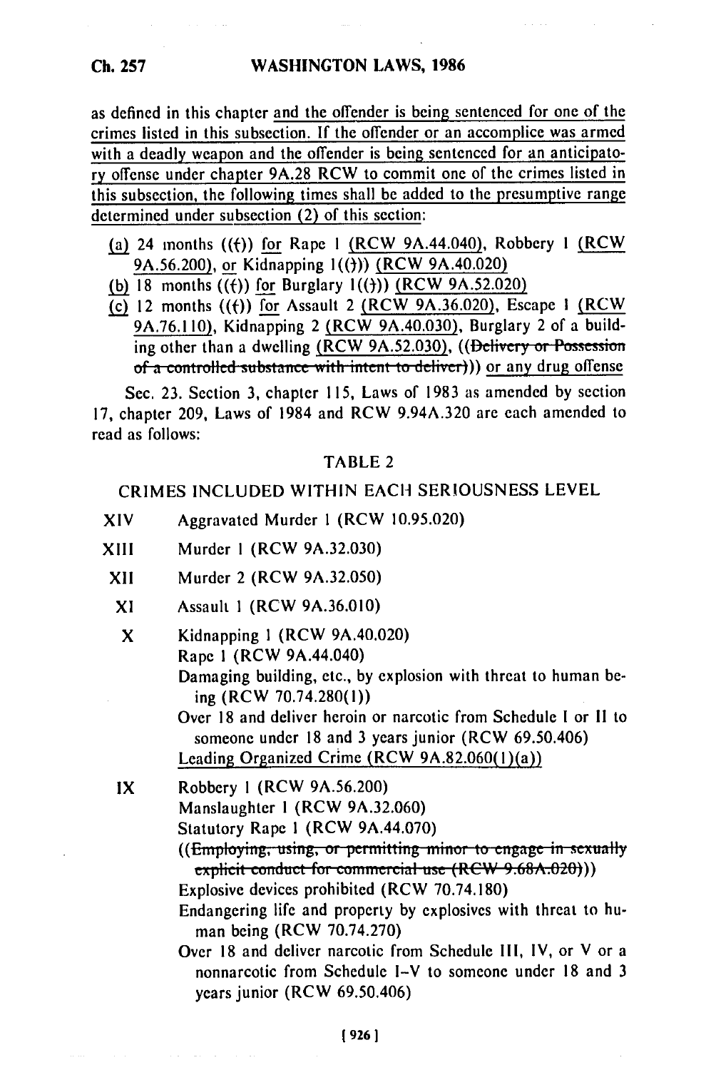as defined in this chapter and the offender is being sentenced for one of the crimes listed in this subsection. If the offender or an accomplice was armed with a deadly weapon and the offender is being sentenced for an anticipatory offense under chapter 9A.28 RCW to commit one of the crimes listed in this subsection, the following times shall be added to the presumptive range determined under subsection (2) of this section:

(a) 24 months ((()) for Rape 1 (RCW 9A.44.040), Robbery 1 (RCW 9A.56.200), or Kidnapping 1(())) (RCW 9A.40.020)
(b) 18 months ((()) for Burglary 1(())) (RCW 9A.52.020)
(c) 12 months ((()) for Assault 2 (RCW 9A.36.020), Escape 1 (RCW 9A.76.110), Kidnapping 2 (RCW 9A.40.030), Burglary 2 of a building other than a dwelling (RCW 9A.52.030), ((~~Delivery or Possession of a controlled substance with intent to deliver~~))) or any drug offense

Sec. 23. Section 3, chapter 115, Laws of 1983 as amended by section 17, chapter 209, Laws of 1984 and RCW 9.94A.320 are each amended to read as follows:

TABLE 2

CRIMES INCLUDED WITHIN EACH SERIOUSNESS LEVEL

| | |
|---|---|
| XIV | Aggravated Murder 1 (RCW 10.95.020) |
| XIII | Murder 1 (RCW 9A.32.030) |
| XII | Murder 2 (RCW 9A.32.050) |
| XI | Assault 1 (RCW 9A.36.010) |
| X | Kidnapping 1 (RCW 9A.40.020)<br>Rape 1 (RCW 9A.44.040)<br>Damaging building, etc., by explosion with threat to human being (RCW 70.74.280(1))<br>Over 18 and deliver heroin or narcotic from Schedule I or II to someone under 18 and 3 years junior (RCW 69.50.406)<br>Leading Organized Crime (RCW 9A.82.060(1)(a)) |
| IX | Robbery 1 (RCW 9A.56.200)<br>Manslaughter 1 (RCW 9A.32.060)<br>Statutory Rape 1 (RCW 9A.44.070)<br>((~~Employing, using, or permitting minor to engage in sexually explicit conduct for commercial use (RCW 9.68A.020)~~))<br>Explosive devices prohibited (RCW 70.74.180)<br>Endangering life and property by explosives with threat to human being (RCW 70.74.270)<br>Over 18 and deliver narcotic from Schedule III, IV, or V or a nonnarcotic from Schedule I–V to someone under 18 and 3 years junior (RCW 69.50.406) |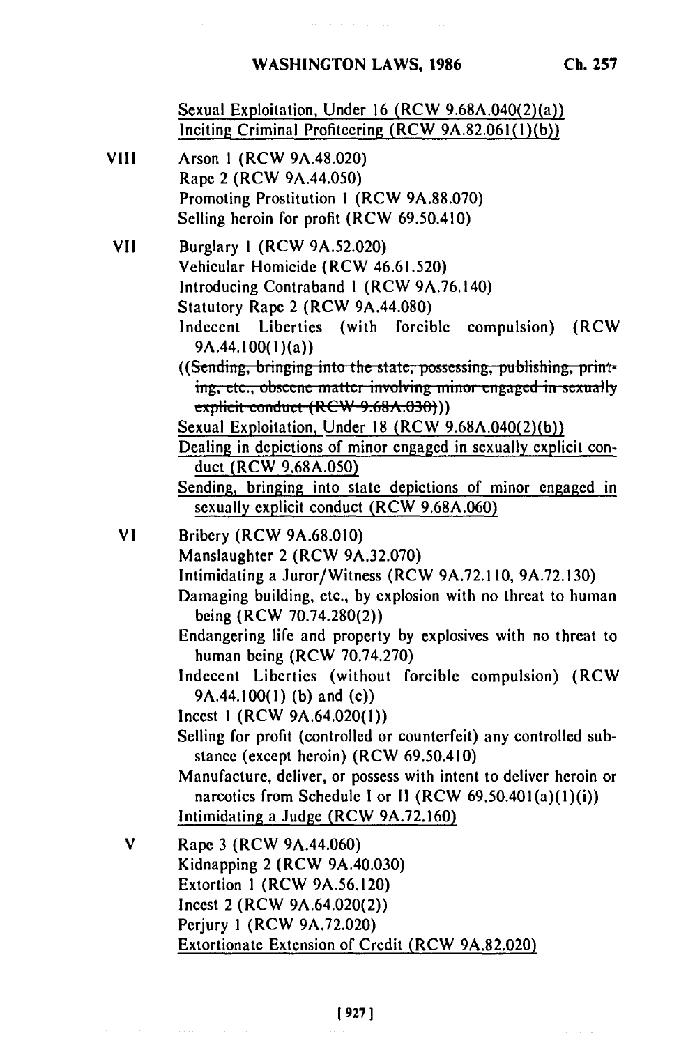Sexual Exploitation, Under 16 (RCW 9.68A.040(2)(a))
Inciting Criminal Profiteering (RCW 9A.82.061(1)(b))

| | |
|---|---|
| VIII | Arson 1 (RCW 9A.48.020)<br>Rape 2 (RCW 9A.44.050)<br>Promoting Prostitution 1 (RCW 9A.88.070)<br>Selling heroin for profit (RCW 69.50.410) |
| VII | Burglary 1 (RCW 9A.52.020)<br>Vehicular Homicide (RCW 46.61.520)<br>Introducing Contraband 1 (RCW 9A.76.140)<br>Statutory Rape 2 (RCW 9A.44.080)<br>Indecent Liberties (with forcible compulsion) (RCW 9A.44.100(1)(a))<br>((~~Sending, bringing into the state, possessing, publishing, printing, etc., obscene matter involving minor engaged in sexually explicit conduct (RCW 9.68A.030)~~))<br>Sexual Exploitation, Under 18 (RCW 9.68A.040(2)(b))<br>Dealing in depictions of minor engaged in sexually explicit conduct (RCW 9.68A.050)<br>Sending, bringing into state depictions of minor engaged in sexually explicit conduct (RCW 9.68A.060) |
| VI | Bribery (RCW 9A.68.010)<br>Manslaughter 2 (RCW 9A.32.070)<br>Intimidating a Juror/Witness (RCW 9A.72.110, 9A.72.130)<br>Damaging building, etc., by explosion with no threat to human being (RCW 70.74.280(2))<br>Endangering life and property by explosives with no threat to human being (RCW 70.74.270)<br>Indecent Liberties (without forcible compulsion) (RCW 9A.44.100(1) (b) and (c))<br>Incest 1 (RCW 9A.64.020(1))<br>Selling for profit (controlled or counterfeit) any controlled substance (except heroin) (RCW 69.50.410)<br>Manufacture, deliver, or possess with intent to deliver heroin or narcotics from Schedule I or II (RCW 69.50.401(a)(1)(i))<br>Intimidating a Judge (RCW 9A.72.160) |
| V | Rape 3 (RCW 9A.44.060)<br>Kidnapping 2 (RCW 9A.40.030)<br>Extortion 1 (RCW 9A.56.120)<br>Incest 2 (RCW 9A.64.020(2))<br>Perjury 1 (RCW 9A.72.020)<br>Extortionate Extension of Credit (RCW 9A.82.020) |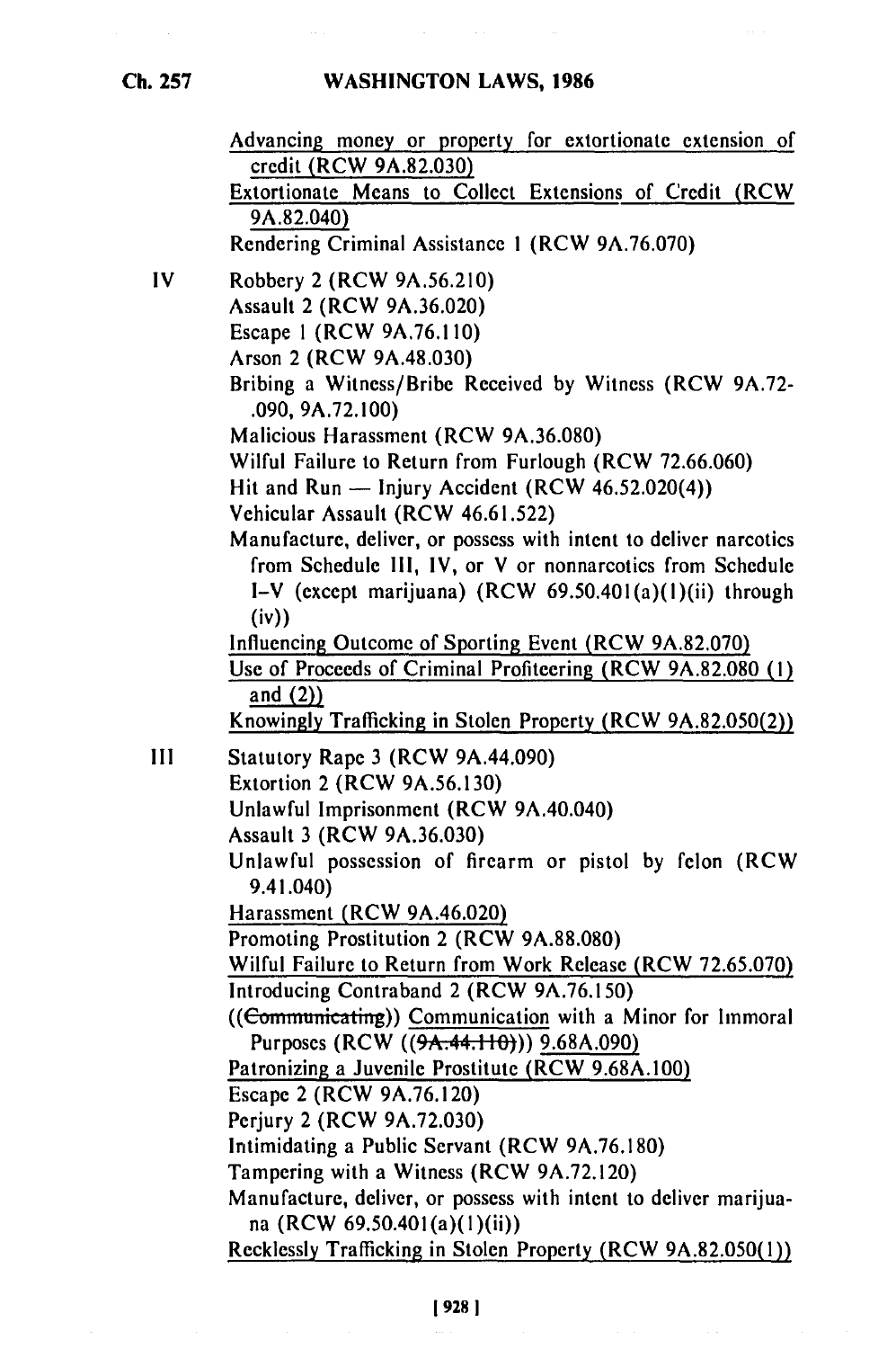Advancing money or property for extortionate extension of credit (RCW 9A.82.030)

Extortionate Means to Collect Extensions of Credit (RCW 9A.82.040)

Rendering Criminal Assistance 1 (RCW 9A.76.070)

IV

Robbery 2 (RCW 9A.56.210)

Assault 2 (RCW 9A.36.020)

Escape 1 (RCW 9A.76.110)

Arson 2 (RCW 9A.48.030)

Bribing a Witness/Bribe Received by Witness (RCW 9A.72-.090, 9A.72.100)

Malicious Harassment (RCW 9A.36.080)

Wilful Failure to Return from Furlough (RCW 72.66.060)

Hit and Run — Injury Accident (RCW 46.52.020(4))

Vehicular Assault (RCW 46.61.522)

Manufacture, deliver, or possess with intent to deliver narcotics from Schedule III, IV, or V or nonnarcotics from Schedule I–V (except marijuana) (RCW 69.50.401(a)(1)(ii) through (iv))

Influencing Outcome of Sporting Event (RCW 9A.82.070)

Use of Proceeds of Criminal Profiteering (RCW 9A.82.080 (1) and (2))

Knowingly Trafficking in Stolen Property (RCW 9A.82.050(2))

III

Statutory Rape 3 (RCW 9A.44.090)

Extortion 2 (RCW 9A.56.130)

Unlawful Imprisonment (RCW 9A.40.040)

Assault 3 (RCW 9A.36.030)

Unlawful possession of firearm or pistol by felon (RCW 9.41.040)

Harassment (RCW 9A.46.020)

Promoting Prostitution 2 (RCW 9A.88.080)

Wilful Failure to Return from Work Release (RCW 72.65.070)

Introducing Contraband 2 (RCW 9A.76.150)

((~~Communicating~~)) Communication with a Minor for Immoral Purposes (RCW ((~~9A.44.110~~))) 9.68A.090)

Patronizing a Juvenile Prostitute (RCW 9.68A.100)

Escape 2 (RCW 9A.76.120)

Perjury 2 (RCW 9A.72.030)

Intimidating a Public Servant (RCW 9A.76.180)

Tampering with a Witness (RCW 9A.72.120)

Manufacture, deliver, or possess with intent to deliver marijuana (RCW 69.50.401(a)(1)(ii))

Recklessly Trafficking in Stolen Property (RCW 9A.82.050(1))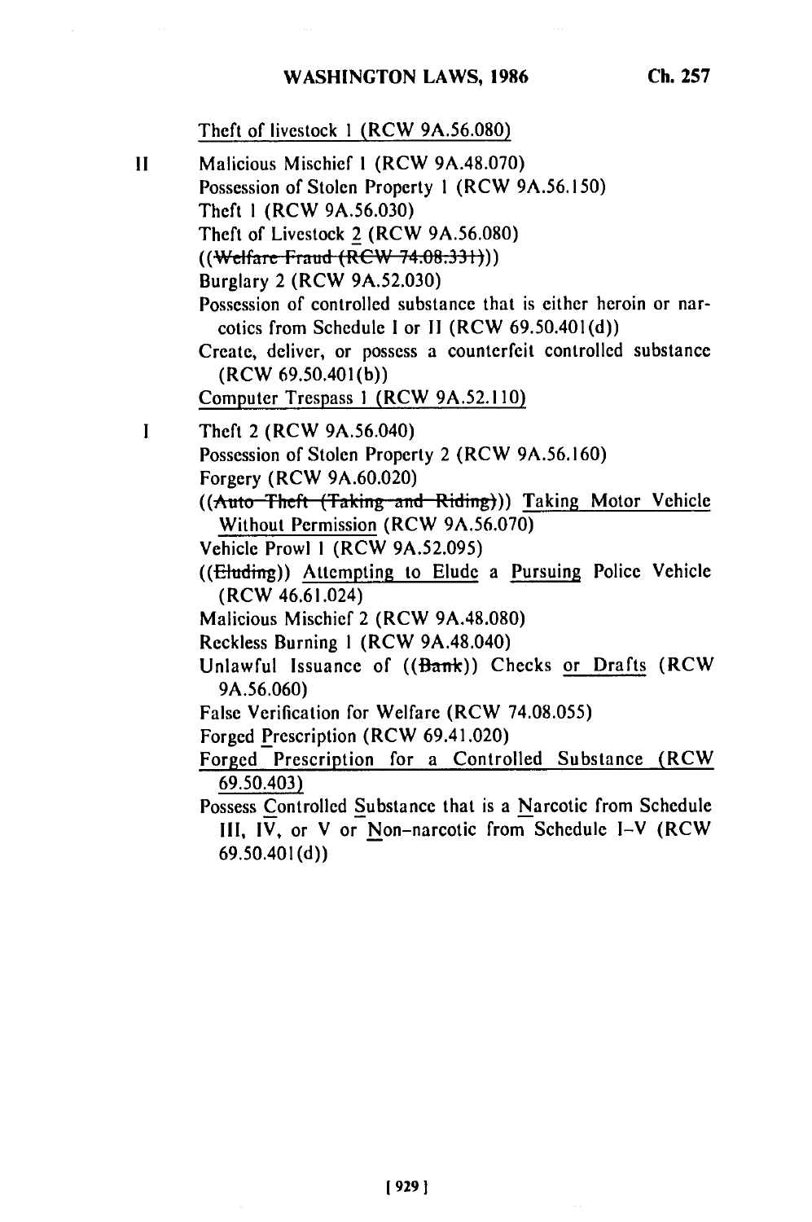Theft of livestock 1 (RCW 9A.56.080)

II Malicious Mischief 1 (RCW 9A.48.070)
Possession of Stolen Property 1 (RCW 9A.56.150)
Theft 1 (RCW 9A.56.030)
Theft of Livestock 2 (RCW 9A.56.080)
((~~Welfare Fraud (RCW 74.08.331)~~))
Burglary 2 (RCW 9A.52.030)
Possession of controlled substance that is either heroin or narcotics from Schedule I or II (RCW 69.50.401(d))
Create, deliver, or possess a counterfeit controlled substance (RCW 69.50.401(b))
Computer Trespass 1 (RCW 9A.52.110)

I Theft 2 (RCW 9A.56.040)
Possession of Stolen Property 2 (RCW 9A.56.160)
Forgery (RCW 9A.60.020)
((~~Auto Theft (Taking and Riding)~~)) Taking Motor Vehicle Without Permission (RCW 9A.56.070)
Vehicle Prowl 1 (RCW 9A.52.095)
((~~Eluding~~)) Attempting to Elude a Pursuing Police Vehicle (RCW 46.61.024)
Malicious Mischief 2 (RCW 9A.48.080)
Reckless Burning 1 (RCW 9A.48.040)
Unlawful Issuance of ((~~Bank~~)) Checks or Drafts (RCW 9A.56.060)
False Verification for Welfare (RCW 74.08.055)
Forged Prescription (RCW 69.41.020)
Forged Prescription for a Controlled Substance (RCW 69.50.403)
Possess Controlled Substance that is a Narcotic from Schedule III, IV, or V or Non-narcotic from Schedule I-V (RCW 69.50.401(d))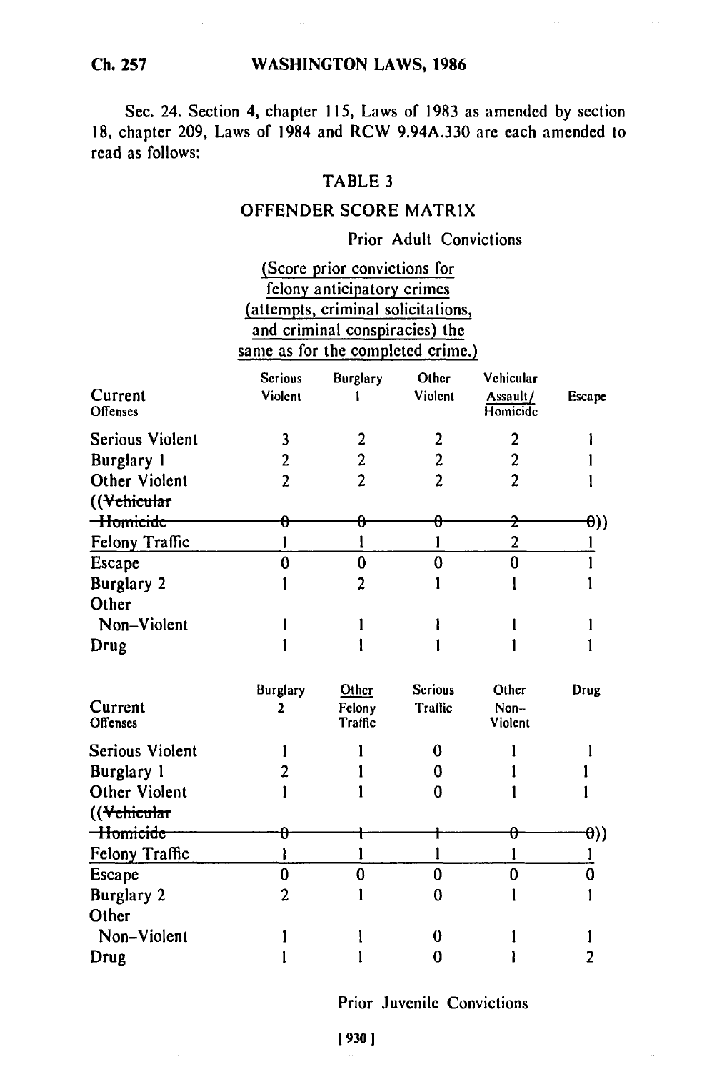Sec. 24. Section 4, chapter 115, Laws of 1983 as amended by section 18, chapter 209, Laws of 1984 and RCW 9.94A.330 are each amended to read as follows:

## TABLE 3

## OFFENDER SCORE MATRIX

Prior Adult Convictions

(Score prior convictions for felony anticipatory crimes (attempts, criminal solicitations, and criminal conspiracies) the same as for the completed crime.)

| Current Offenses | Serious Violent | Burglary 1 | Other Violent | Vehicular Assault/ Homicide | Escape |
|---|---|---|---|---|---|
| Serious Violent | 3 | 2 | 2 | 2 | 1 |
| Burglary 1 | 2 | 2 | 2 | 2 | 1 |
| Other Violent | 2 | 2 | 2 | 2 | 1 |
| ((~~Vehicular Homicide~~ | ~~0~~ | ~~0~~ | ~~0~~ | ~~2~~ | ~~0~~)) |
| Felony Traffic | 1 | 1 | 1 | 2 | 1 |
| Escape | 0 | 0 | 0 | 0 | 1 |
| Burglary 2 | 1 | 2 | 1 | 1 | 1 |
| Other Non-Violent | 1 | 1 | 1 | 1 | 1 |
| Drug | 1 | 1 | 1 | 1 | 1 |

| Current Offenses | Burglary 2 | Other Felony Traffic | Serious Traffic | Other Non-Violent | Drug |
|---|---|---|---|---|---|
| Serious Violent | 1 | 1 | 0 | 1 | 1 |
| Burglary 1 | 2 | 1 | 0 | 1 | 1 |
| Other Violent | 1 | 1 | 0 | 1 | 1 |
| ((~~Vehicular Homicide~~ | ~~0~~ | ~~1~~ | ~~1~~ | ~~0~~ | ~~0~~)) |
| Felony Traffic | 1 | 1 | 1 | 1 | 1 |
| Escape | 0 | 0 | 0 | 0 | 0 |
| Burglary 2 | 2 | 1 | 0 | 1 | 1 |
| Other Non-Violent | 1 | 1 | 0 | 1 | 1 |
| Drug | 1 | 1 | 0 | 1 | 2 |

Prior Juvenile Convictions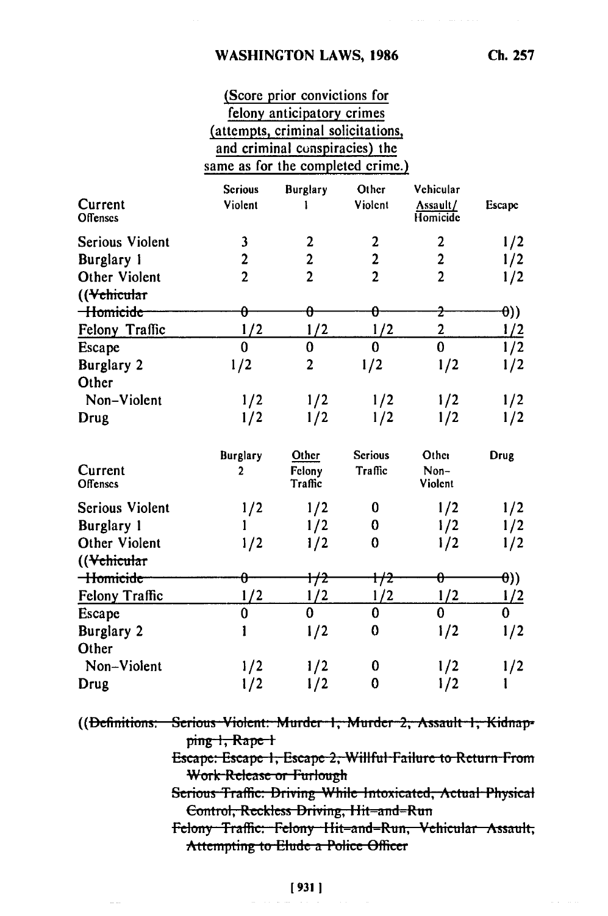(Score prior convictions for felony anticipatory crimes (attempts, criminal solicitations, and criminal conspiracies) the same as for the completed crime.)

| Current Offenses | Serious Violent | Burglary 1 | Other Violent | Vehicular Assault/ Homicide | Escape |
|---|---|---|---|---|---|
| Serious Violent | 3 | 2 | 2 | 2 | 1/2 |
| Burglary 1 | 2 | 2 | 2 | 2 | 1/2 |
| Other Violent | 2 | 2 | 2 | 2 | 1/2 |
| ((~~Vehicular Homicide~~ | ~~0~~ | ~~0~~ | ~~0~~ | ~~2~~ | ~~0~~)) |
| Felony Traffic | 1/2 | 1/2 | 1/2 | 2 | 1/2 |
| Escape | 0 | 0 | 0 | 0 | 1/2 |
| Burglary 2 | 1/2 | 2 | 1/2 | 1/2 | 1/2 |
| Other Non-Violent | 1/2 | 1/2 | 1/2 | 1/2 | 1/2 |
| Drug | 1/2 | 1/2 | 1/2 | 1/2 | 1/2 |

| Current Offenses | Burglary 2 | Other Felony Traffic | Serious Traffic | Other Non-Violent | Drug |
|---|---|---|---|---|---|
| Serious Violent | 1/2 | 1/2 | 0 | 1/2 | 1/2 |
| Burglary 1 | 1 | 1/2 | 0 | 1/2 | 1/2 |
| Other Violent | 1/2 | 1/2 | 0 | 1/2 | 1/2 |
| ((~~Vehicular Homicide~~ | ~~0~~ | ~~1/2~~ | ~~1/2~~ | ~~0~~ | ~~0~~)) |
| Felony Traffic | 1/2 | 1/2 | 1/2 | 1/2 | 1/2 |
| Escape | 0 | 0 | 0 | 0 | 0 |
| Burglary 2 | 1 | 1/2 | 0 | 1/2 | 1/2 |
| Other Non-Violent | 1/2 | 1/2 | 0 | 1/2 | 1/2 |
| Drug | 1/2 | 1/2 | 0 | 1/2 | 1 |

((~~Definitions: Serious Violent: Murder 1, Murder 2, Assault 1, Kidnapping 1, Rape 1~~

~~Escape: Escape 1, Escape 2, Willful Failure to Return From Work Release or Furlough~~

~~Serious Traffic: Driving While Intoxicated, Actual Physical Control, Reckless Driving, Hit-and-Run~~

~~Felony Traffic: Felony Hit-and-Run, Vehicular Assault, Attempting to Elude a Police Officer~~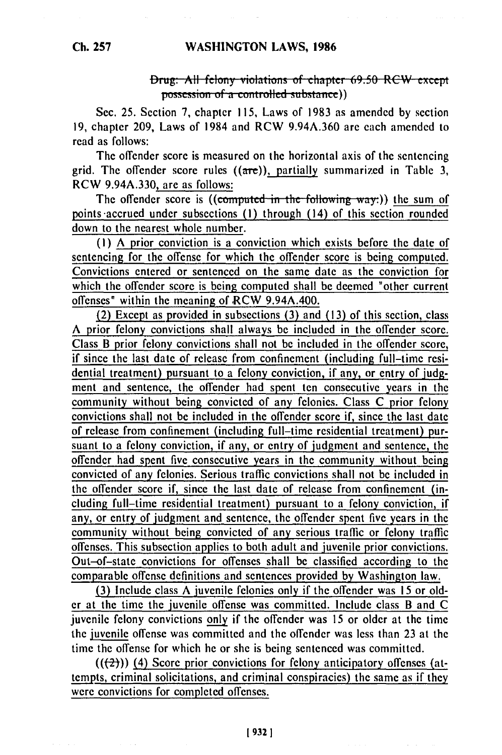~~Drug: All felony violations of chapter 69.50 RCW except possession of a controlled substance~~))

Sec. 25. Section 7, chapter 115, Laws of 1983 as amended by section 19, chapter 209, Laws of 1984 and RCW 9.94A.360 are each amended to read as follows:

The offender score is measured on the horizontal axis of the sentencing grid. The offender score rules ((~~are~~)), partially summarized in Table 3, RCW 9.94A.330, are as follows:

The offender score is ((~~computed in the following way:~~)) the sum of points accrued under subsections (1) through (14) of this section rounded down to the nearest whole number.

(1) A prior conviction is a conviction which exists before the date of sentencing for the offense for which the offender score is being computed. Convictions entered or sentenced on the same date as the conviction for which the offender score is being computed shall be deemed "other current offenses" within the meaning of RCW 9.94A.400.

(2) Except as provided in subsections (3) and (13) of this section, class A prior felony convictions shall always be included in the offender score. Class B prior felony convictions shall not be included in the offender score, if since the last date of release from confinement (including full-time residential treatment) pursuant to a felony conviction, if any, or entry of judgment and sentence, the offender had spent ten consecutive years in the community without being convicted of any felonies. Class C prior felony convictions shall not be included in the offender score if, since the last date of release from confinement (including full-time residential treatment) pursuant to a felony conviction, if any, or entry of judgment and sentence, the offender had spent five consecutive years in the community without being convicted of any felonies. Serious traffic convictions shall not be included in the offender score if, since the last date of release from confinement (including full-time residential treatment) pursuant to a felony conviction, if any, or entry of judgment and sentence, the offender spent five years in the community without being convicted of any serious traffic or felony traffic offenses. This subsection applies to both adult and juvenile prior convictions. Out-of-state convictions for offenses shall be classified according to the comparable offense definitions and sentences provided by Washington law.

(3) Include class A juvenile felonies only if the offender was 15 or older at the time the juvenile offense was committed. Include class B and C juvenile felony convictions only if the offender was 15 or older at the time the juvenile offense was committed and the offender was less than 23 at the time the offense for which he or she is being sentenced was committed.

((~~(2)~~)) (4) Score prior convictions for felony anticipatory offenses (attempts, criminal solicitations, and criminal conspiracies) the same as if they were convictions for completed offenses.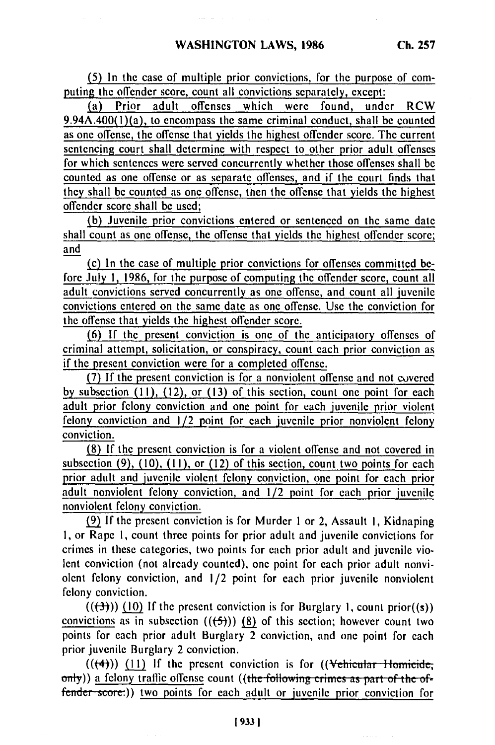(5) In the case of multiple prior convictions, for the purpose of computing the offender score, count all convictions separately, except:

(a) Prior adult offenses which were found, under RCW 9.94A.400(1)(a), to encompass the same criminal conduct, shall be counted as one offense, the offense that yields the highest offender score. The current sentencing court shall determine with respect to other prior adult offenses for which sentences were served concurrently whether those offenses shall be counted as one offense or as separate offenses, and if the court finds that they shall be counted as one offense, then the offense that yields the highest offender score shall be used;

(b) Juvenile prior convictions entered or sentenced on the same date shall count as one offense, the offense that yields the highest offender score; and

(c) In the case of multiple prior convictions for offenses committed before July 1, 1986, for the purpose of computing the offender score, count all adult convictions served concurrently as one offense, and count all juvenile convictions entered on the same date as one offense. Use the conviction for the offense that yields the highest offender score.

(6) If the present conviction is one of the anticipatory offenses of criminal attempt, solicitation, or conspiracy, count each prior conviction as if the present conviction were for a completed offense.

(7) If the present conviction is for a nonviolent offense and not covered by subsection (11), (12), or (13) of this section, count one point for each adult prior felony conviction and one point for each juvenile prior violent felony conviction and 1/2 point for each juvenile prior nonviolent felony conviction.

(8) If the present conviction is for a violent offense and not covered in subsection (9), (10), (11), or (12) of this section, count two points for each prior adult and juvenile violent felony conviction, one point for each prior adult nonviolent felony conviction, and 1/2 point for each prior juvenile nonviolent felony conviction.

(9) If the present conviction is for Murder 1 or 2, Assault 1, Kidnaping 1, or Rape 1, count three points for prior adult and juvenile convictions for crimes in these categories, two points for each prior adult and juvenile violent conviction (not already counted), one point for each prior adult nonviolent felony conviction, and 1/2 point for each prior juvenile nonviolent felony conviction.

(((3))) (10) If the present conviction is for Burglary 1, count prior((s)) convictions as in subsection (((5))) (8) of this section; however count two points for each prior adult Burglary 2 conviction, and one point for each prior juvenile Burglary 2 conviction.

(((4))) (11) If the present conviction is for ((Vehicular Homicide, only)) a felony traffic offense count ((the following crimes as part of the offender score:)) two points for each adult or juvenile prior conviction for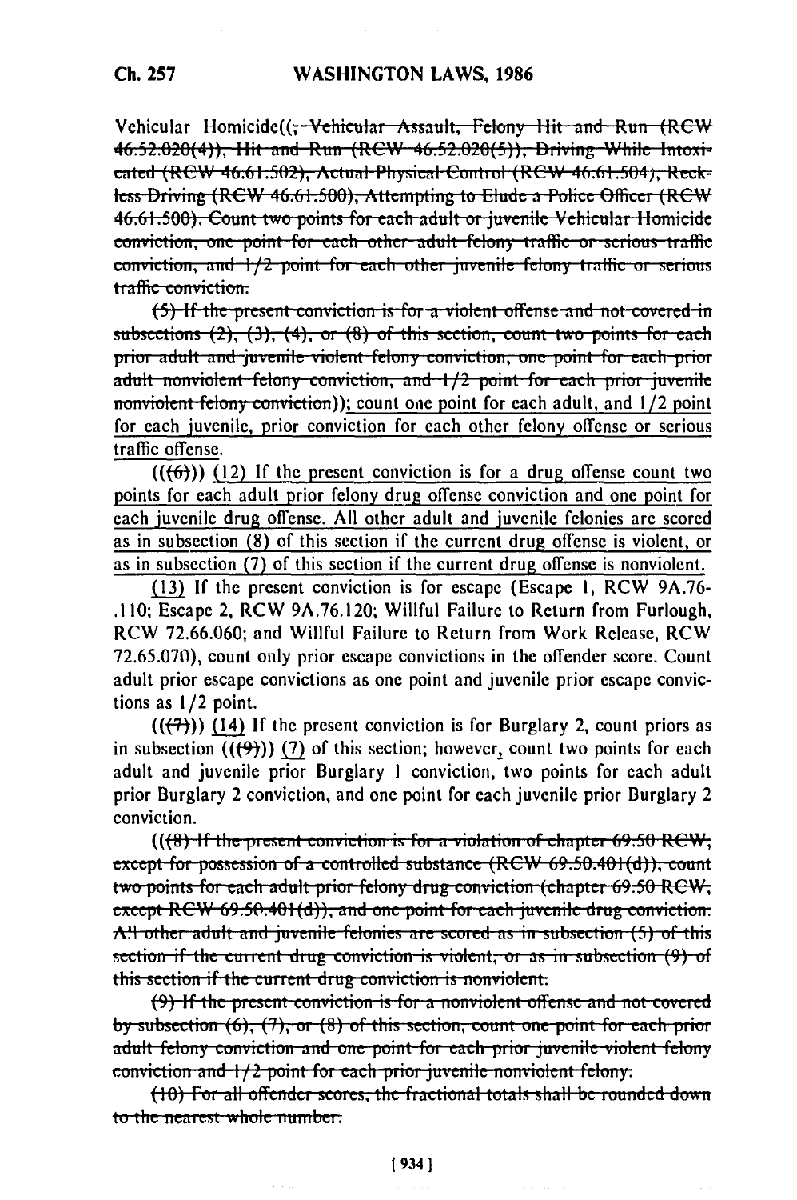Vehicular Homicide((; ~~Vehicular Assault, Felony Hit and Run (RCW 46.52.020(4)), Hit and Run (RCW 46.52.020(5)), Driving While Intoxicated (RCW 46.61.502), Actual Physical Control (RCW 46.61.504), Reckless Driving (RCW 46.61.500), Attempting to Elude a Police Officer (RCW 46.61.500). Count two points for each adult or juvenile Vehicular Homicide conviction, one point for each other adult felony traffic or serious traffic conviction, and 1/2 point for each other juvenile felony traffic or serious traffic conviction.~~

~~(5) If the present conviction is for a violent offense and not covered in subsections (2), (3), (4), or (8) of this section, count two points for each prior adult and juvenile violent felony conviction, one point for each prior adult nonviolent felony conviction, and 1/2 point for each prior juvenile nonviolent felony conviction~~)); count one point for each adult, and 1/2 point for each juvenile, prior conviction for each other felony offense or serious traffic offense.

((~~(6)~~)) (12) If the present conviction is for a drug offense count two points for each adult prior felony drug offense conviction and one point for each juvenile drug offense. All other adult and juvenile felonies are scored as in subsection (8) of this section if the current drug offense is violent, or as in subsection (7) of this section if the current drug offense is nonviolent.

(13) If the present conviction is for escape (Escape 1, RCW 9A.76.110; Escape 2, RCW 9A.76.120; Willful Failure to Return from Furlough, RCW 72.66.060; and Willful Failure to Return from Work Release, RCW 72.65.070), count only prior escape convictions in the offender score. Count adult prior escape convictions as one point and juvenile prior escape convictions as 1/2 point.

((~~(7)~~)) (14) If the present conviction is for Burglary 2, count priors as in subsection ((~~(9)~~)) (7) of this section; however, count two points for each adult and juvenile prior Burglary 1 conviction, two points for each adult prior Burglary 2 conviction, and one point for each juvenile prior Burglary 2 conviction.

((~~(8) If the present conviction is for a violation of chapter 69.50 RCW, except for possession of a controlled substance (RCW 69.50.401(d)), count two points for each adult prior felony drug conviction (chapter 69.50 RCW, except RCW 69.50.401(d)), and one point for each juvenile drug conviction. All other adult and juvenile felonies are scored as in subsection (5) of this section if the current drug conviction is violent, or as in subsection (9) of this section if the current drug conviction is nonviolent.~~

~~(9) If the present conviction is for a nonviolent offense and not covered by subsection (6), (7), or (8) of this section, count one point for each prior adult felony conviction and one point for each prior juvenile violent felony conviction and 1/2 point for each prior juvenile nonviolent felony.~~

~~(10) For all offender scores, the fractional totals shall be rounded down to the nearest whole number.~~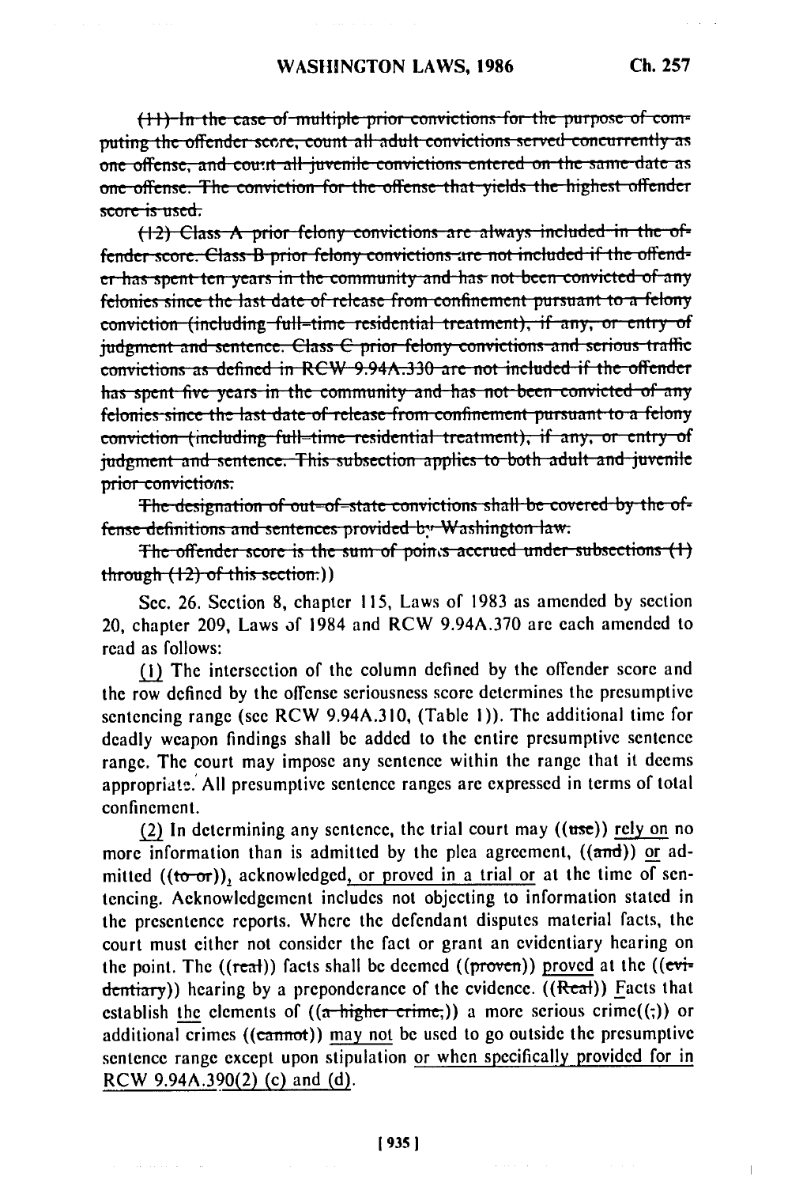~~(11) In the case of multiple prior convictions for the purpose of computing the offender score, count all adult convictions served concurrently as one offense, and count all juvenile convictions entered on the same date as one offense. The conviction for the offense that yields the highest offender score is used.~~

~~(12) Class A prior felony convictions are always included in the offender score. Class B prior felony convictions are not included if the offender has spent ten years in the community and has not been convicted of any felonies since the last date of release from confinement pursuant to a felony conviction (including full-time residential treatment), if any, or entry of judgment and sentence. Class C prior felony convictions and serious traffic convictions as defined in RCW 9.94A.330 are not included if the offender has spent five years in the community and has not been convicted of any felonies since the last date of release from confinement pursuant to a felony conviction (including full-time residential treatment), if any, or entry of judgment and sentence. This subsection applies to both adult and juvenile prior convictions.~~

~~The designation of out-of-state convictions shall be covered by the offense definitions and sentences provided by Washington law.~~

~~The offender score is the sum of points accrued under subsections (1) through (12) of this section.~~))

Sec. 26. Section 8, chapter 115, Laws of 1983 as amended by section 20, chapter 209, Laws of 1984 and RCW 9.94A.370 are each amended to read as follows:

<u>(1)</u> The intersection of the column defined by the offender score and the row defined by the offense seriousness score determines the presumptive sentencing range (see RCW 9.94A.310, (Table 1)). The additional time for deadly weapon findings shall be added to the entire presumptive sentence range. The court may impose any sentence within the range that it deems appropriate. All presumptive sentence ranges are expressed in terms of total confinement.

<u>(2)</u> In determining any sentence, the trial court may ((~~use~~)) <u>rely on</u> no more information than is admitted by the plea agreement, ((~~and~~)) <u>or</u> admitted ((~~to or~~))<u>,</u> acknowledged, <u>or proved in a trial or</u> at the time of sentencing. Acknowledgement includes not objecting to information stated in the presentence reports. Where the defendant disputes material facts, the court must either not consider the fact or grant an evidentiary hearing on the point. The ((~~real~~)) facts shall be deemed ((~~proven~~)) <u>proved</u> at the ((~~evidentiary~~)) hearing by a preponderance of the evidence. ((~~Real~~)) <u>Facts</u> that establish <u>the</u> elements of ((~~a higher crime,~~)) a more serious crime((~~;~~)) or additional crimes ((~~cannot~~)) <u>may not</u> be used to go outside the presumptive sentence range except upon stipulation <u>or when specifically provided for in RCW 9.94A.390(2) (c) and (d)</u>.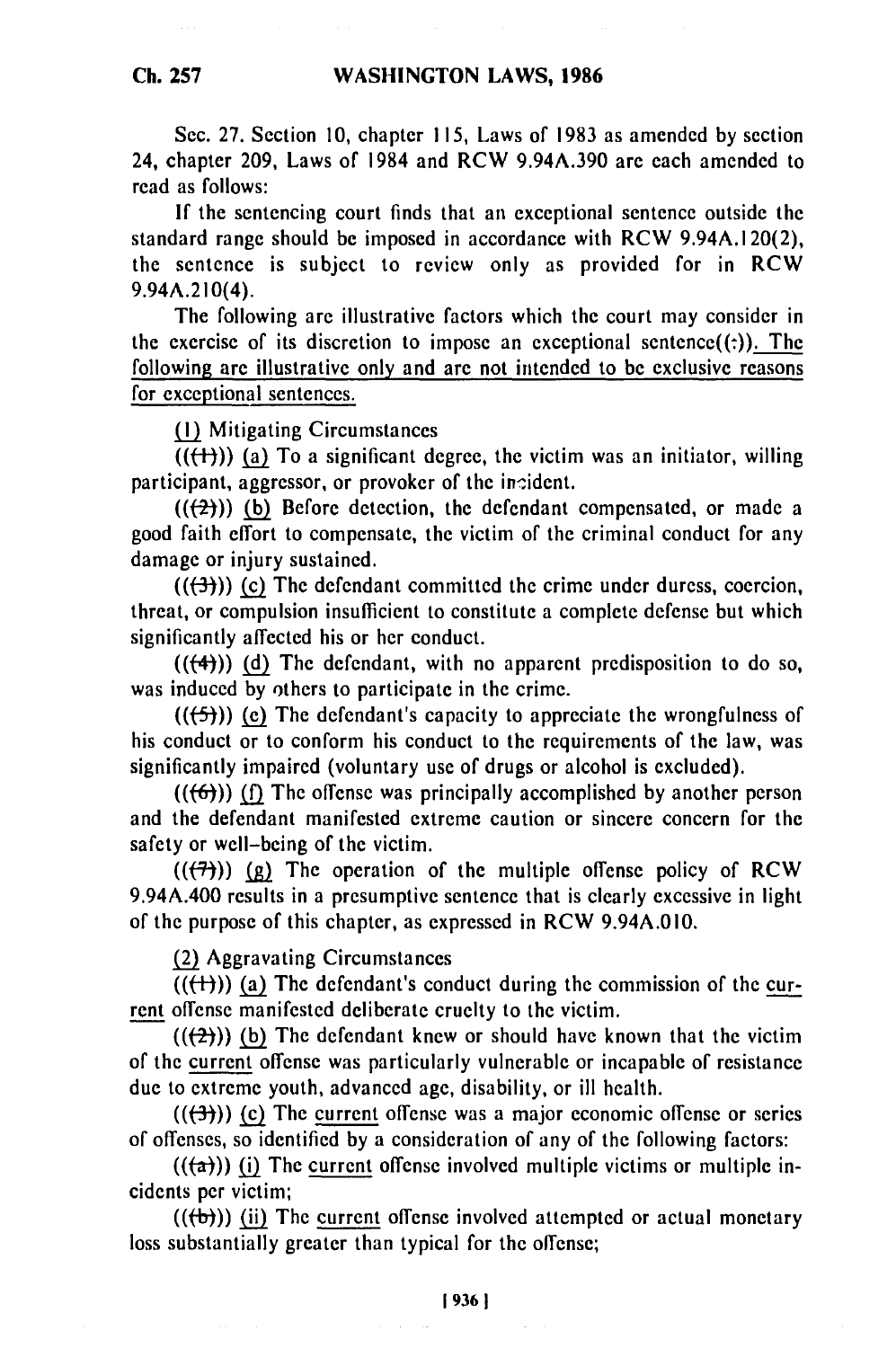Sec. 27. Section 10, chapter 115, Laws of 1983 as amended by section 24, chapter 209, Laws of 1984 and RCW 9.94A.390 are each amended to read as follows:

If the sentencing court finds that an exceptional sentence outside the standard range should be imposed in accordance with RCW 9.94A.120(2), the sentence is subject to review only as provided for in RCW 9.94A.210(4).

The following are illustrative factors which the court may consider in the exercise of its discretion to impose an exceptional sentence((:)). The following are illustrative only and are not intended to be exclusive reasons for exceptional sentences.

(1) Mitigating Circumstances

(((1))) (a) To a significant degree, the victim was an initiator, willing participant, aggressor, or provoker of the incident.

(((2))) (b) Before detection, the defendant compensated, or made a good faith effort to compensate, the victim of the criminal conduct for any damage or injury sustained.

(((3))) (c) The defendant committed the crime under duress, coercion, threat, or compulsion insufficient to constitute a complete defense but which significantly affected his or her conduct.

(((4))) (d) The defendant, with no apparent predisposition to do so, was induced by others to participate in the crime.

(((5))) (e) The defendant's capacity to appreciate the wrongfulness of his conduct or to conform his conduct to the requirements of the law, was significantly impaired (voluntary use of drugs or alcohol is excluded).

(((6))) (f) The offense was principally accomplished by another person and the defendant manifested extreme caution or sincere concern for the safety or well-being of the victim.

(((7))) (g) The operation of the multiple offense policy of RCW 9.94A.400 results in a presumptive sentence that is clearly excessive in light of the purpose of this chapter, as expressed in RCW 9.94A.010.

(2) Aggravating Circumstances

(((1))) (a) The defendant's conduct during the commission of the current offense manifested deliberate cruelty to the victim.

(((2))) (b) The defendant knew or should have known that the victim of the current offense was particularly vulnerable or incapable of resistance due to extreme youth, advanced age, disability, or ill health.

(((3))) (c) The current offense was a major economic offense or series of offenses, so identified by a consideration of any of the following factors:

(((a))) (i) The current offense involved multiple victims or multiple incidents per victim;

(((b))) (ii) The current offense involved attempted or actual monetary loss substantially greater than typical for the offense;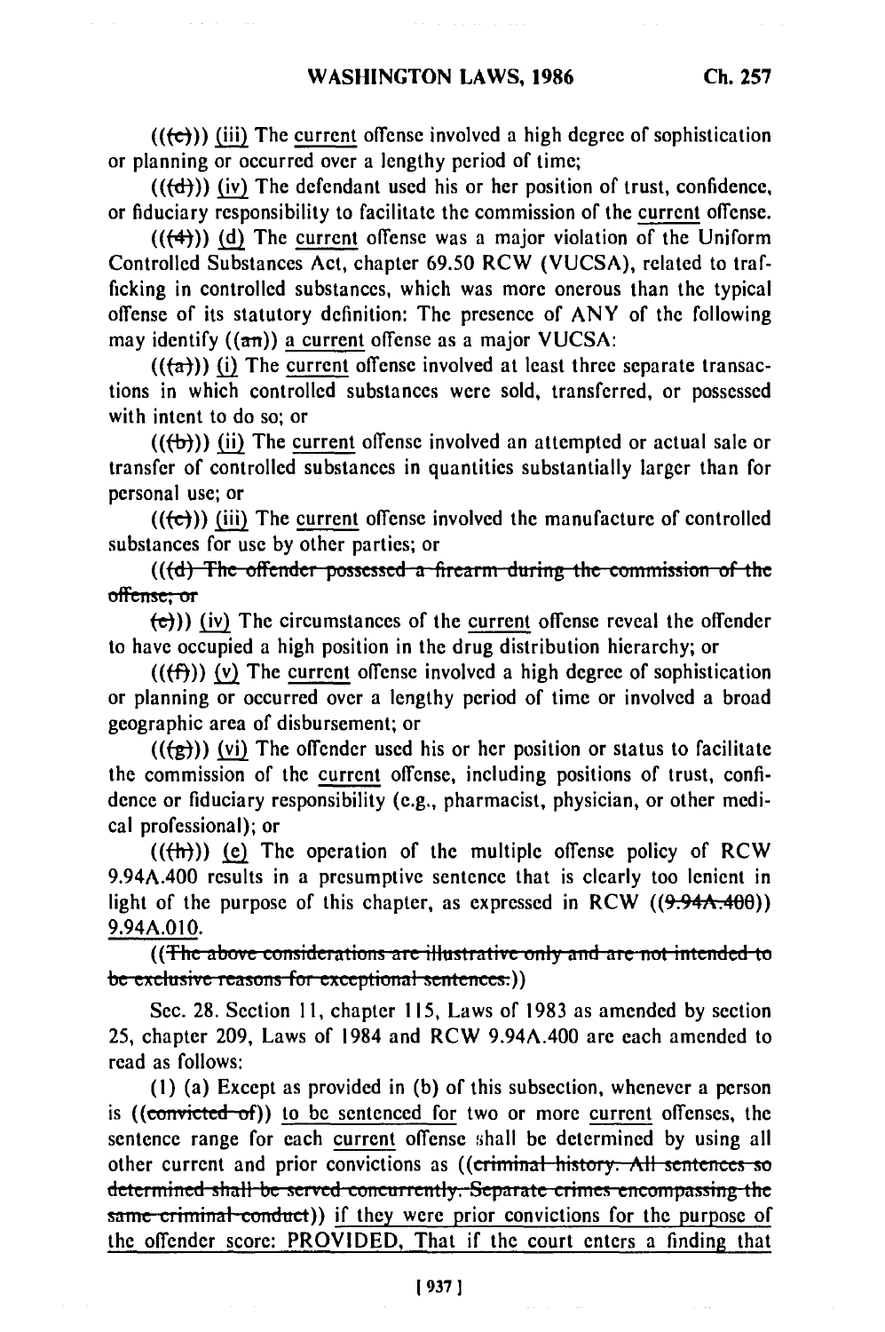(((c))) (iii) The current offense involved a high degree of sophistication or planning or occurred over a lengthy period of time;

(((d))) (iv) The defendant used his or her position of trust, confidence, or fiduciary responsibility to facilitate the commission of the current offense.

(((4))) (d) The current offense was a major violation of the Uniform Controlled Substances Act, chapter 69.50 RCW (VUCSA), related to trafficking in controlled substances, which was more onerous than the typical offense of its statutory definition: The presence of ANY of the following may identify ((an)) a current offense as a major VUCSA:

(((a))) (i) The current offense involved at least three separate transactions in which controlled substances were sold, transferred, or possessed with intent to do so; or

(((b))) (ii) The current offense involved an attempted or actual sale or transfer of controlled substances in quantities substantially larger than for personal use; or

(((c))) (iii) The current offense involved the manufacture of controlled substances for use by other parties; or

(((d) ~~The offender possessed a firearm during the commission of the offense; or~~

(e))) (iv) The circumstances of the current offense reveal the offender to have occupied a high position in the drug distribution hierarchy; or

(((f))) (v) The current offense involved a high degree of sophistication or planning or occurred over a lengthy period of time or involved a broad geographic area of disbursement; or

(((g))) (vi) The offender used his or her position or status to facilitate the commission of the current offense, including positions of trust, confidence or fiduciary responsibility (e.g., pharmacist, physician, or other medical professional); or

(((h))) (e) The operation of the multiple offense policy of RCW 9.94A.400 results in a presumptive sentence that is clearly too lenient in light of the purpose of this chapter, as expressed in RCW ((~~9.94A.400~~)) 9.94A.010.

((~~The above considerations are illustrative only and are not intended to be exclusive reasons for exceptional sentences.~~))

Sec. 28. Section 11, chapter 115, Laws of 1983 as amended by section 25, chapter 209, Laws of 1984 and RCW 9.94A.400 are each amended to read as follows:

(1) (a) Except as provided in (b) of this subsection, whenever a person is ((~~convicted of~~)) to be sentenced for two or more current offenses, the sentence range for each current offense shall be determined by using all other current and prior convictions as ((~~criminal history. All sentences so determined shall be served concurrently. Separate crimes encompassing the same criminal conduct~~)) if they were prior convictions for the purpose of the offender score: PROVIDED, That if the court enters a finding that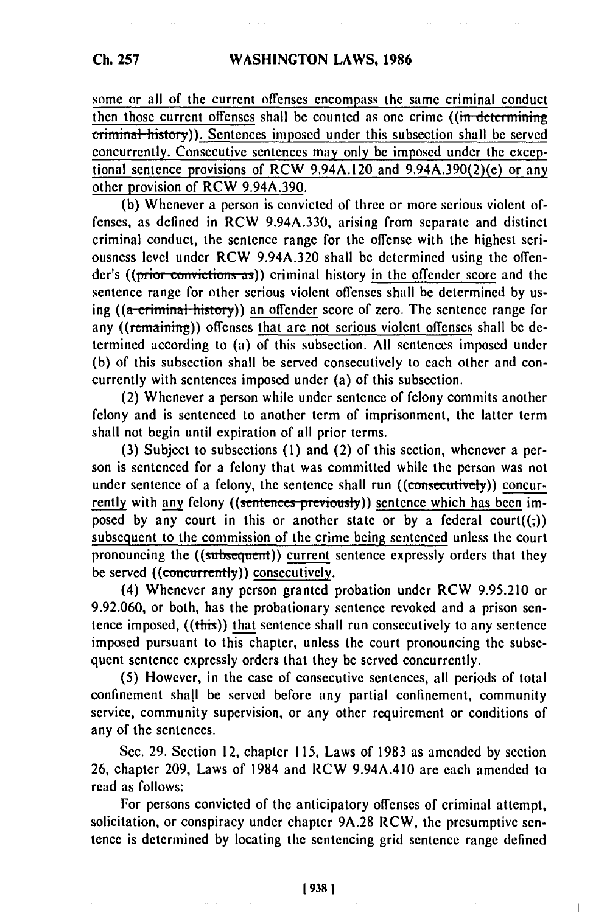some or all of the current offenses encompass the same criminal conduct then those current offenses shall be counted as one crime ((in determining criminal history)). Sentences imposed under this subsection shall be served concurrently. Consecutive sentences may only be imposed under the exceptional sentence provisions of RCW 9.94A.120 and 9.94A.390(2)(e) or any other provision of RCW 9.94A.390.

(b) Whenever a person is convicted of three or more serious violent offenses, as defined in RCW 9.94A.330, arising from separate and distinct criminal conduct, the sentence range for the offense with the highest seriousness level under RCW 9.94A.320 shall be determined using the offender's ((prior convictions as)) criminal history in the offender score and the sentence range for other serious violent offenses shall be determined by using ((a criminal history)) an offender score of zero. The sentence range for any ((remaining)) offenses that are not serious violent offenses shall be determined according to (a) of this subsection. All sentences imposed under (b) of this subsection shall be served consecutively to each other and concurrently with sentences imposed under (a) of this subsection.

(2) Whenever a person while under sentence of felony commits another felony and is sentenced to another term of imprisonment, the latter term shall not begin until expiration of all prior terms.

(3) Subject to subsections (1) and (2) of this section, whenever a person is sentenced for a felony that was committed while the person was not under sentence of a felony, the sentence shall run ((consecutively)) concurrently with any felony ((sentences previously)) sentence which has been imposed by any court in this or another state or by a federal court((;)) subsequent to the commission of the crime being sentenced unless the court pronouncing the ((subsequent)) current sentence expressly orders that they be served ((concurrently)) consecutively.

(4) Whenever any person granted probation under RCW 9.95.210 or 9.92.060, or both, has the probationary sentence revoked and a prison sentence imposed, ((this)) that sentence shall run consecutively to any sentence imposed pursuant to this chapter, unless the court pronouncing the subsequent sentence expressly orders that they be served concurrently.

(5) However, in the case of consecutive sentences, all periods of total confinement shall be served before any partial confinement, community service, community supervision, or any other requirement or conditions of any of the sentences.

Sec. 29. Section 12, chapter 115, Laws of 1983 as amended by section 26, chapter 209, Laws of 1984 and RCW 9.94A.410 are each amended to read as follows:

For persons convicted of the anticipatory offenses of criminal attempt, solicitation, or conspiracy under chapter 9A.28 RCW, the presumptive sentence is determined by locating the sentencing grid sentence range defined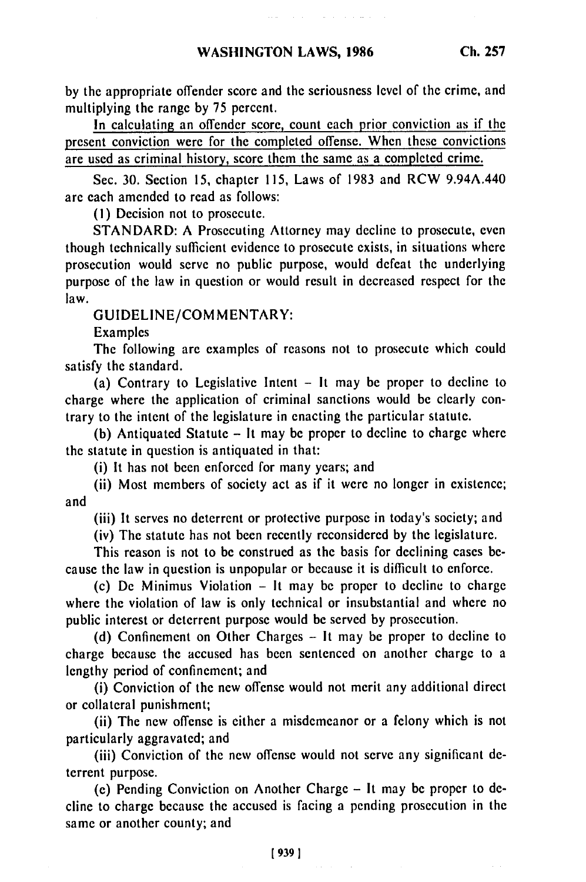by the appropriate offender score and the seriousness level of the crime, and multiplying the range by 75 percent.

<u>In calculating an offender score, count each prior conviction as if the present conviction were for the completed offense. When these convictions are used as criminal history, score them the same as a completed crime.</u>

Sec. 30. Section 15, chapter 115, Laws of 1983 and RCW 9.94A.440 are each amended to read as follows:

(1) Decision not to prosecute.

STANDARD: A Prosecuting Attorney may decline to prosecute, even though technically sufficient evidence to prosecute exists, in situations where prosecution would serve no public purpose, would defeat the underlying purpose of the law in question or would result in decreased respect for the law.

GUIDELINE/COMMENTARY:

Examples

The following are examples of reasons not to prosecute which could satisfy the standard.

(a) Contrary to Legislative Intent – It may be proper to decline to charge where the application of criminal sanctions would be clearly contrary to the intent of the legislature in enacting the particular statute.

(b) Antiquated Statute – It may be proper to decline to charge where the statute in question is antiquated in that:

(i) It has not been enforced for many years; and

(ii) Most members of society act as if it were no longer in existence; and

(iii) It serves no deterrent or protective purpose in today's society; and

(iv) The statute has not been recently reconsidered by the legislature.

This reason is not to be construed as the basis for declining cases because the law in question is unpopular or because it is difficult to enforce.

(c) De Minimus Violation – It may be proper to decline to charge where the violation of law is only technical or insubstantial and where no public interest or deterrent purpose would be served by prosecution.

(d) Confinement on Other Charges – It may be proper to decline to charge because the accused has been sentenced on another charge to a lengthy period of confinement; and

(i) Conviction of the new offense would not merit any additional direct or collateral punishment;

(ii) The new offense is either a misdemeanor or a felony which is not particularly aggravated; and

(iii) Conviction of the new offense would not serve any significant deterrent purpose.

(e) Pending Conviction on Another Charge – It may be proper to decline to charge because the accused is facing a pending prosecution in the same or another county; and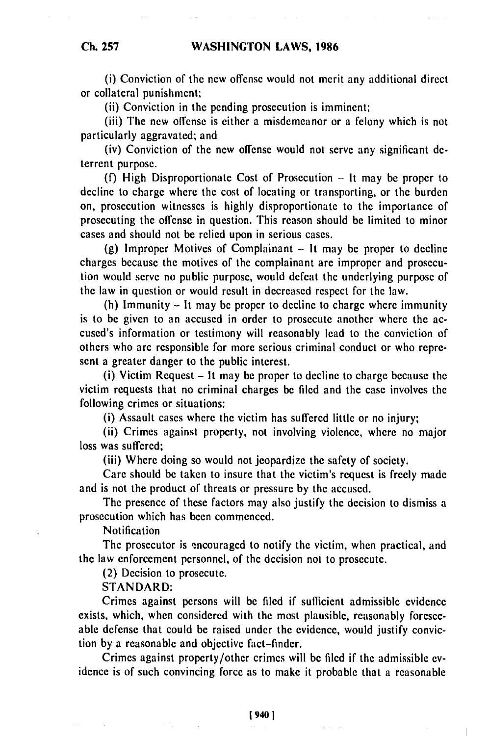(i) Conviction of the new offense would not merit any additional direct or collateral punishment;

(ii) Conviction in the pending prosecution is imminent;

(iii) The new offense is either a misdemeanor or a felony which is not particularly aggravated; and

(iv) Conviction of the new offense would not serve any significant deterrent purpose.

(f) High Disproportionate Cost of Prosecution – It may be proper to decline to charge where the cost of locating or transporting, or the burden on, prosecution witnesses is highly disproportionate to the importance of prosecuting the offense in question. This reason should be limited to minor cases and should not be relied upon in serious cases.

(g) Improper Motives of Complainant – It may be proper to decline charges because the motives of the complainant are improper and prosecution would serve no public purpose, would defeat the underlying purpose of the law in question or would result in decreased respect for the law.

(h) Immunity – It may be proper to decline to charge where immunity is to be given to an accused in order to prosecute another where the accused's information or testimony will reasonably lead to the conviction of others who are responsible for more serious criminal conduct or who represent a greater danger to the public interest.

(i) Victim Request – It may be proper to decline to charge because the victim requests that no criminal charges be filed and the case involves the following crimes or situations:

(i) Assault cases where the victim has suffered little or no injury;

(ii) Crimes against property, not involving violence, where no major loss was suffered;

(iii) Where doing so would not jeopardize the safety of society.

Care should be taken to insure that the victim's request is freely made and is not the product of threats or pressure by the accused.

The presence of these factors may also justify the decision to dismiss a prosecution which has been commenced.

Notification

The prosecutor is encouraged to notify the victim, when practical, and the law enforcement personnel, of the decision not to prosecute.

(2) Decision to prosecute.

STANDARD:

Crimes against persons will be filed if sufficient admissible evidence exists, which, when considered with the most plausible, reasonably foreseeable defense that could be raised under the evidence, would justify conviction by a reasonable and objective fact-finder.

Crimes against property/other crimes will be filed if the admissible evidence is of such convincing force as to make it probable that a reasonable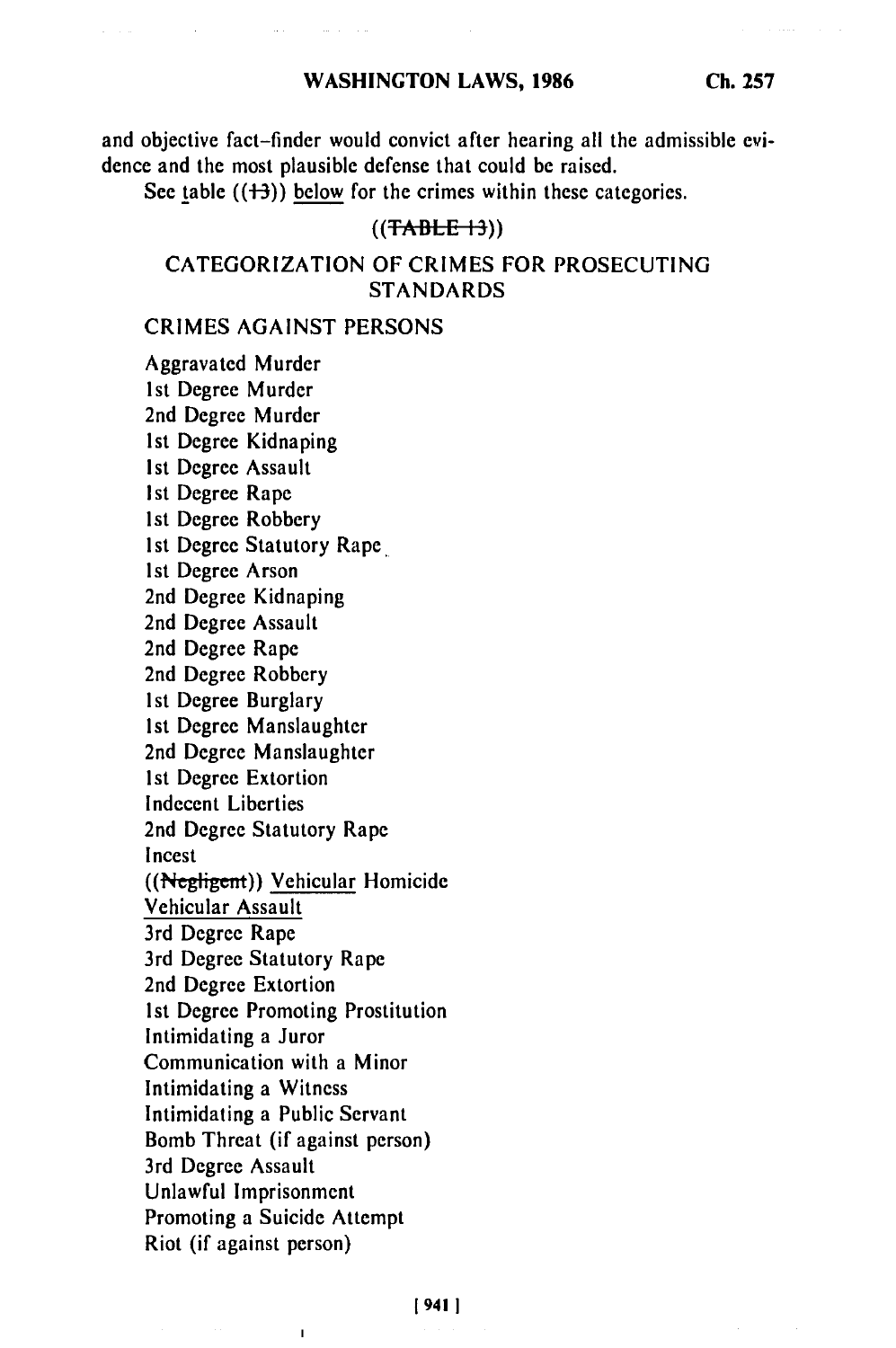and objective fact-finder would convict after hearing all the admissible evidence and the most plausible defense that could be raised.

See table ((13)) below for the crimes within these categories.

((TABLE 13))

CATEGORIZATION OF CRIMES FOR PROSECUTING STANDARDS

CRIMES AGAINST PERSONS

Aggravated Murder
1st Degree Murder
2nd Degree Murder
1st Degree Kidnaping
1st Degree Assault
1st Degree Rape
1st Degree Robbery
1st Degree Statutory Rape
1st Degree Arson
2nd Degree Kidnaping
2nd Degree Assault
2nd Degree Rape
2nd Degree Robbery
1st Degree Burglary
1st Degree Manslaughter
2nd Degree Manslaughter
1st Degree Extortion
Indecent Liberties
2nd Degree Statutory Rape
Incest
((Negligent)) Vehicular Homicide
Vehicular Assault
3rd Degree Rape
3rd Degree Statutory Rape
2nd Degree Extortion
1st Degree Promoting Prostitution
Intimidating a Juror
Communication with a Minor
Intimidating a Witness
Intimidating a Public Servant
Bomb Threat (if against person)
3rd Degree Assault
Unlawful Imprisonment
Promoting a Suicide Attempt
Riot (if against person)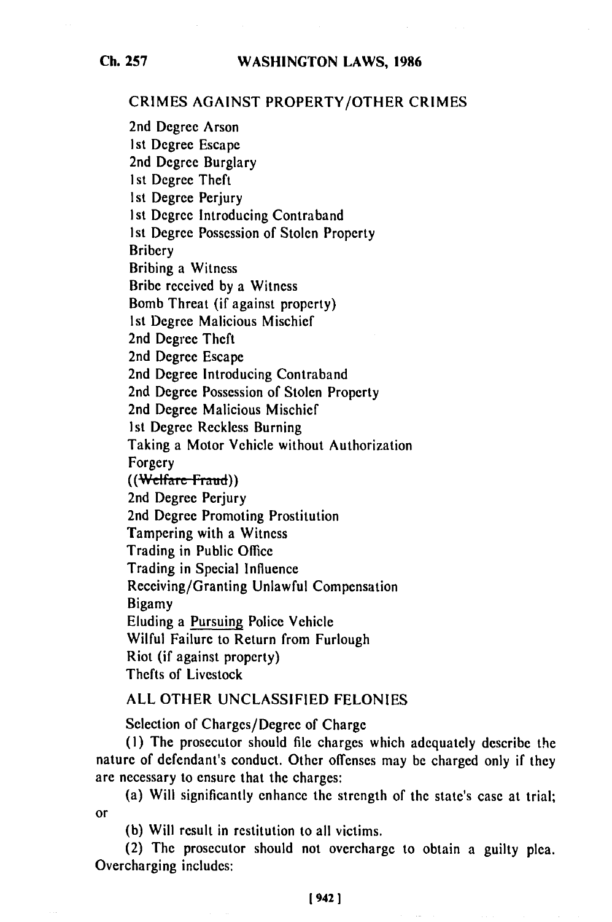CRIMES AGAINST PROPERTY/OTHER CRIMES

2nd Degree Arson
1st Degree Escape
2nd Degree Burglary
1st Degree Theft
1st Degree Perjury
1st Degree Introducing Contraband
1st Degree Possession of Stolen Property
Bribery
Bribing a Witness
Bribe received by a Witness
Bomb Threat (if against property)
1st Degree Malicious Mischief
2nd Degree Theft
2nd Degree Escape
2nd Degree Introducing Contraband
2nd Degree Possession of Stolen Property
2nd Degree Malicious Mischief
1st Degree Reckless Burning
Taking a Motor Vehicle without Authorization
Forgery
((~~Welfare Fraud~~))
2nd Degree Perjury
2nd Degree Promoting Prostitution
Tampering with a Witness
Trading in Public Office
Trading in Special Influence
Receiving/Granting Unlawful Compensation
Bigamy
Eluding a <u>Pursuing</u> Police Vehicle
Wilful Failure to Return from Furlough
Riot (if against property)
Thefts of Livestock

ALL OTHER UNCLASSIFIED FELONIES

Selection of Charges/Degree of Charge

(1) The prosecutor should file charges which adequately describe the nature of defendant's conduct. Other offenses may be charged only if they are necessary to ensure that the charges:

(a) Will significantly enhance the strength of the state's case at trial; or

(b) Will result in restitution to all victims.

(2) The prosecutor should not overcharge to obtain a guilty plea. Overcharging includes: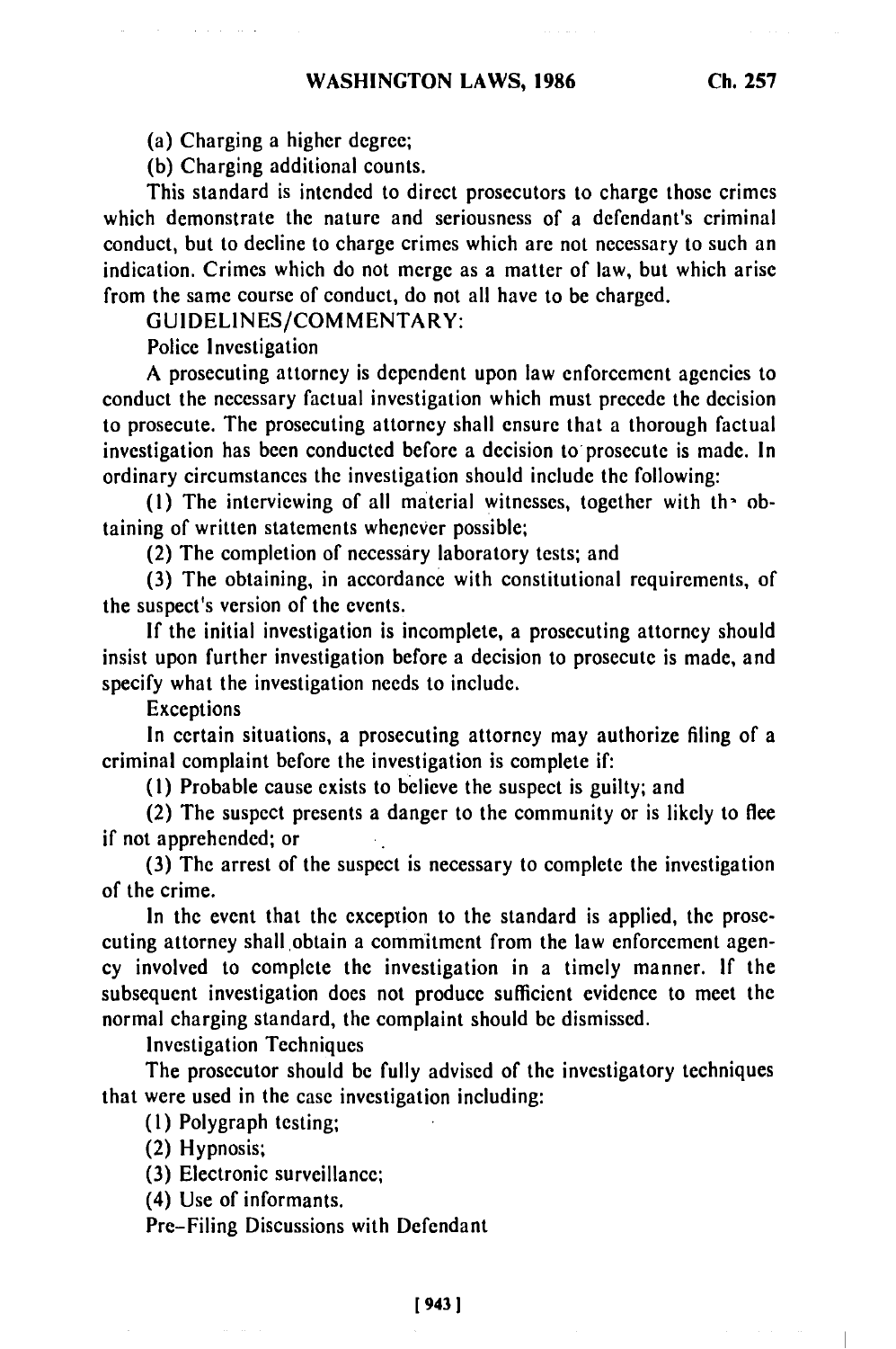(a) Charging a higher degree;

(b) Charging additional counts.

This standard is intended to direct prosecutors to charge those crimes which demonstrate the nature and seriousness of a defendant's criminal conduct, but to decline to charge crimes which are not necessary to such an indication. Crimes which do not merge as a matter of law, but which arise from the same course of conduct, do not all have to be charged.

GUIDELINES/COMMENTARY:

Police Investigation

A prosecuting attorney is dependent upon law enforcement agencies to conduct the necessary factual investigation which must precede the decision to prosecute. The prosecuting attorney shall ensure that a thorough factual investigation has been conducted before a decision to prosecute is made. In ordinary circumstances the investigation should include the following:

(1) The interviewing of all material witnesses, together with the obtaining of written statements whenever possible;

(2) The completion of necessary laboratory tests; and

(3) The obtaining, in accordance with constitutional requirements, of the suspect's version of the events.

If the initial investigation is incomplete, a prosecuting attorney should insist upon further investigation before a decision to prosecute is made, and specify what the investigation needs to include.

Exceptions

In certain situations, a prosecuting attorney may authorize filing of a criminal complaint before the investigation is complete if:

(1) Probable cause exists to believe the suspect is guilty; and

(2) The suspect presents a danger to the community or is likely to flee if not apprehended; or

(3) The arrest of the suspect is necessary to complete the investigation of the crime.

In the event that the exception to the standard is applied, the prosecuting attorney shall obtain a commitment from the law enforcement agency involved to complete the investigation in a timely manner. If the subsequent investigation does not produce sufficient evidence to meet the normal charging standard, the complaint should be dismissed.

Investigation Techniques

The prosecutor should be fully advised of the investigatory techniques that were used in the case investigation including:

(1) Polygraph testing;

(2) Hypnosis;

(3) Electronic surveillance;

(4) Use of informants.

Pre-Filing Discussions with Defendant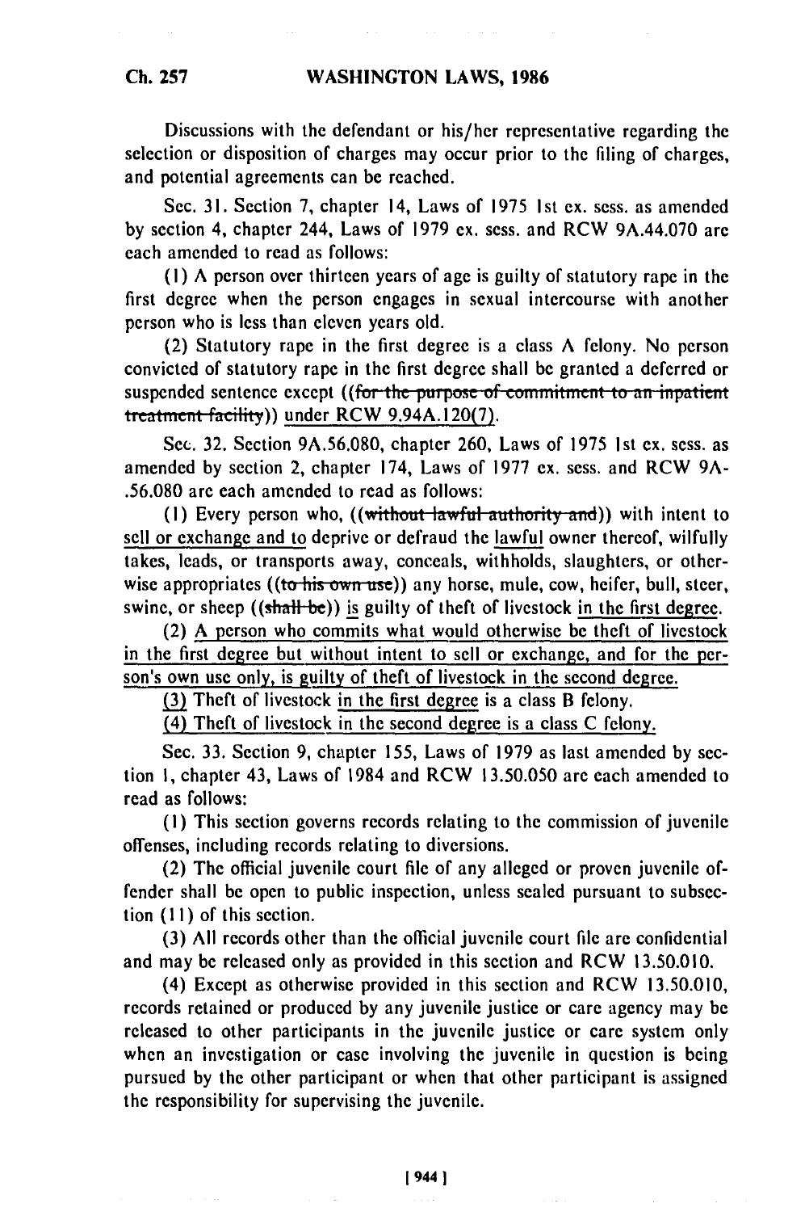Discussions with the defendant or his/her representative regarding the selection or disposition of charges may occur prior to the filing of charges, and potential agreements can be reached.

Sec. 31. Section 7, chapter 14, Laws of 1975 1st ex. sess. as amended by section 4, chapter 244, Laws of 1979 ex. sess. and RCW 9A.44.070 are each amended to read as follows:

(1) A person over thirteen years of age is guilty of statutory rape in the first degree when the person engages in sexual intercourse with another person who is less than eleven years old.

(2) Statutory rape in the first degree is a class A felony. No person convicted of statutory rape in the first degree shall be granted a deferred or suspended sentence except ((~~for the purpose of commitment to an inpatient treatment facility~~)) under RCW 9.94A.120(7).

Sec. 32. Section 9A.56.080, chapter 260, Laws of 1975 1st ex. sess. as amended by section 2, chapter 174, Laws of 1977 ex. sess. and RCW 9A-.56.080 are each amended to read as follows:

(1) Every person who, ((~~without lawful authority and~~)) with intent to sell or exchange and to deprive or defraud the lawful owner thereof, wilfully takes, leads, or transports away, conceals, withholds, slaughters, or otherwise appropriates ((~~to his own use~~)) any horse, mule, cow, heifer, bull, steer, swine, or sheep ((~~shall be~~)) is guilty of theft of livestock in the first degree.

(2) A person who commits what would otherwise be theft of livestock in the first degree but without intent to sell or exchange, and for the person's own use only, is guilty of theft of livestock in the second degree.

(3) Theft of livestock in the first degree is a class B felony.

(4) Theft of livestock in the second degree is a class C felony.

Sec. 33. Section 9, chapter 155, Laws of 1979 as last amended by section 1, chapter 43, Laws of 1984 and RCW 13.50.050 are each amended to read as follows:

(1) This section governs records relating to the commission of juvenile offenses, including records relating to diversions.

(2) The official juvenile court file of any alleged or proven juvenile offender shall be open to public inspection, unless sealed pursuant to subsection (11) of this section.

(3) All records other than the official juvenile court file are confidential and may be released only as provided in this section and RCW 13.50.010.

(4) Except as otherwise provided in this section and RCW 13.50.010, records retained or produced by any juvenile justice or care agency may be released to other participants in the juvenile justice or care system only when an investigation or case involving the juvenile in question is being pursued by the other participant or when that other participant is assigned the responsibility for supervising the juvenile.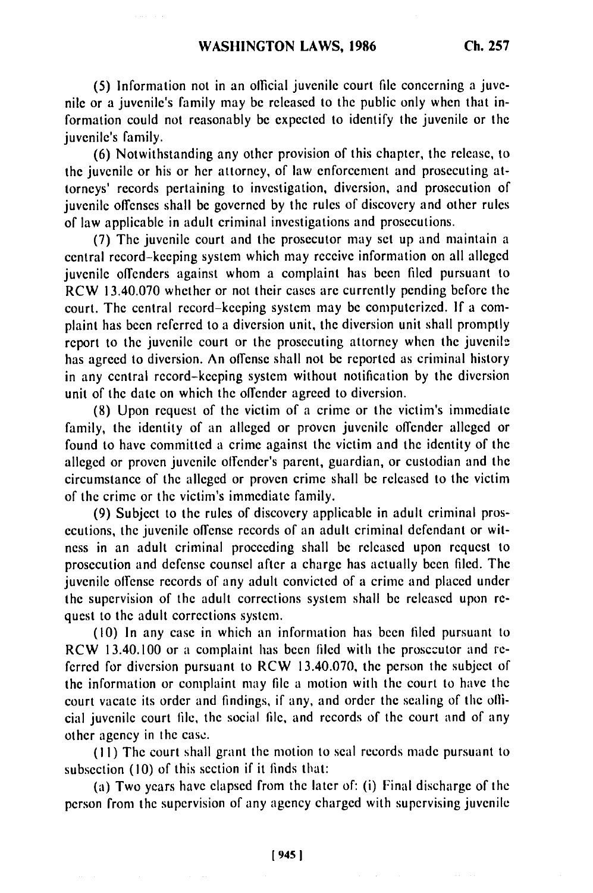(5) Information not in an official juvenile court file concerning a juvenile or a juvenile's family may be released to the public only when that information could not reasonably be expected to identify the juvenile or the juvenile's family.

(6) Notwithstanding any other provision of this chapter, the release, to the juvenile or his or her attorney, of law enforcement and prosecuting attorneys' records pertaining to investigation, diversion, and prosecution of juvenile offenses shall be governed by the rules of discovery and other rules of law applicable in adult criminal investigations and prosecutions.

(7) The juvenile court and the prosecutor may set up and maintain a central record-keeping system which may receive information on all alleged juvenile offenders against whom a complaint has been filed pursuant to RCW 13.40.070 whether or not their cases are currently pending before the court. The central record-keeping system may be computerized. If a complaint has been referred to a diversion unit, the diversion unit shall promptly report to the juvenile court or the prosecuting attorney when the juvenile has agreed to diversion. An offense shall not be reported as criminal history in any central record-keeping system without notification by the diversion unit of the date on which the offender agreed to diversion.

(8) Upon request of the victim of a crime or the victim's immediate family, the identity of an alleged or proven juvenile offender alleged or found to have committed a crime against the victim and the identity of the alleged or proven juvenile offender's parent, guardian, or custodian and the circumstance of the alleged or proven crime shall be released to the victim of the crime or the victim's immediate family.

(9) Subject to the rules of discovery applicable in adult criminal prosecutions, the juvenile offense records of an adult criminal defendant or witness in an adult criminal proceeding shall be released upon request to prosecution and defense counsel after a charge has actually been filed. The juvenile offense records of any adult convicted of a crime and placed under the supervision of the adult corrections system shall be released upon request to the adult corrections system.

(10) In any case in which an information has been filed pursuant to RCW 13.40.100 or a complaint has been filed with the prosecutor and referred for diversion pursuant to RCW 13.40.070, the person the subject of the information or complaint may file a motion with the court to have the court vacate its order and findings, if any, and order the sealing of the official juvenile court file, the social file, and records of the court and of any other agency in the case.

(11) The court shall grant the motion to seal records made pursuant to subsection (10) of this section if it finds that:

(a) Two years have elapsed from the later of: (i) Final discharge of the person from the supervision of any agency charged with supervising juvenile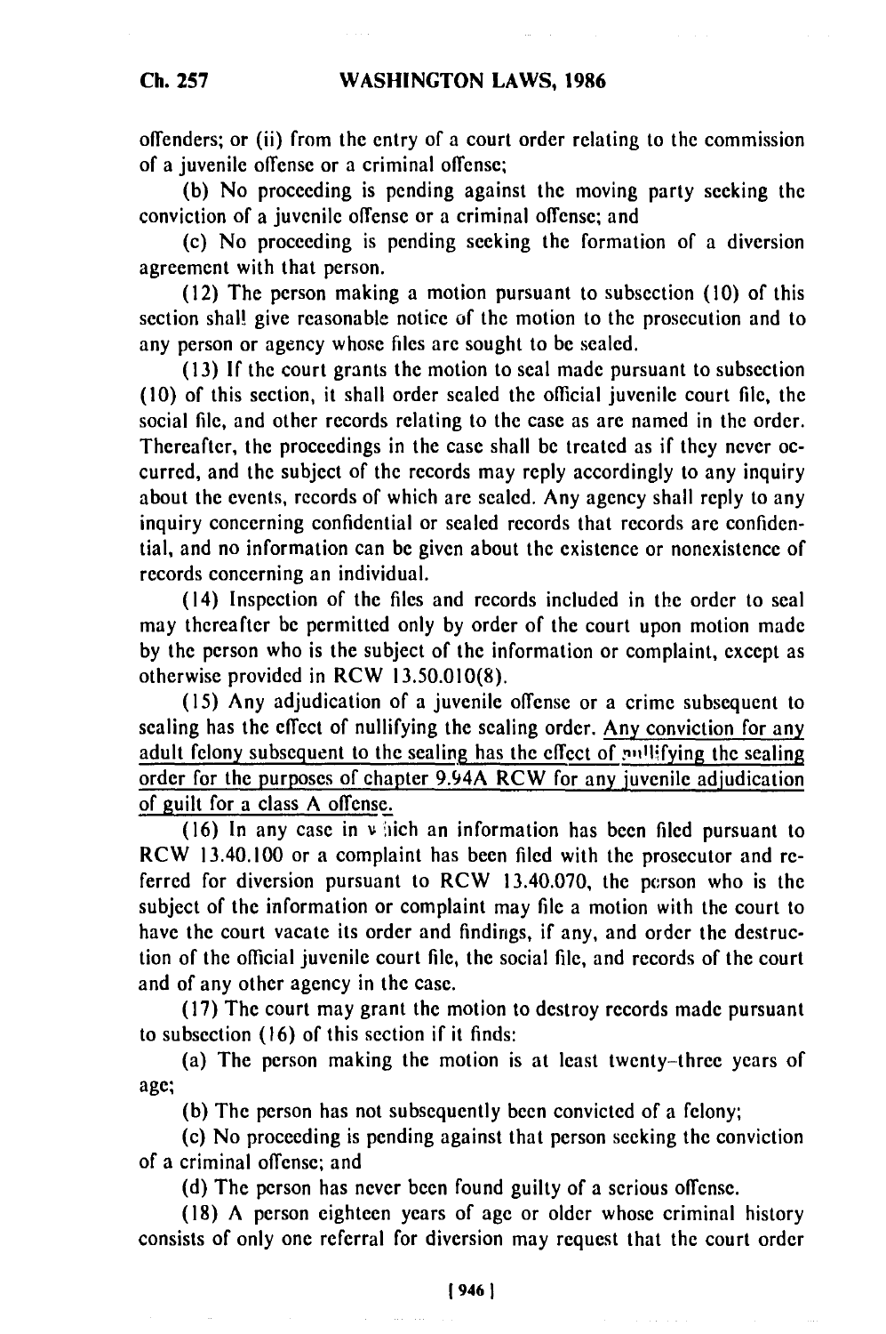offenders; or (ii) from the entry of a court order relating to the commission of a juvenile offense or a criminal offense;

(b) No proceeding is pending against the moving party seeking the conviction of a juvenile offense or a criminal offense; and

(c) No proceeding is pending seeking the formation of a diversion agreement with that person.

(12) The person making a motion pursuant to subsection (10) of this section shall give reasonable notice of the motion to the prosecution and to any person or agency whose files are sought to be sealed.

(13) If the court grants the motion to seal made pursuant to subsection (10) of this section, it shall order sealed the official juvenile court file, the social file, and other records relating to the case as are named in the order. Thereafter, the proceedings in the case shall be treated as if they never occurred, and the subject of the records may reply accordingly to any inquiry about the events, records of which are sealed. Any agency shall reply to any inquiry concerning confidential or sealed records that records are confidential, and no information can be given about the existence or nonexistence of records concerning an individual.

(14) Inspection of the files and records included in the order to seal may thereafter be permitted only by order of the court upon motion made by the person who is the subject of the information or complaint, except as otherwise provided in RCW 13.50.010(8).

(15) Any adjudication of a juvenile offense or a crime subsequent to sealing has the effect of nullifying the sealing order. <u>Any conviction for any adult felony subsequent to the sealing has the effect of nullifying the sealing order for the purposes of chapter 9.94A RCW for any juvenile adjudication of guilt for a class A offense.</u>

(16) In any case in which an information has been filed pursuant to RCW 13.40.100 or a complaint has been filed with the prosecutor and referred for diversion pursuant to RCW 13.40.070, the person who is the subject of the information or complaint may file a motion with the court to have the court vacate its order and findings, if any, and order the destruction of the official juvenile court file, the social file, and records of the court and of any other agency in the case.

(17) The court may grant the motion to destroy records made pursuant to subsection (16) of this section if it finds:

(a) The person making the motion is at least twenty-three years of age;

(b) The person has not subsequently been convicted of a felony;

(c) No proceeding is pending against that person seeking the conviction of a criminal offense; and

(d) The person has never been found guilty of a serious offense.

(18) A person eighteen years of age or older whose criminal history consists of only one referral for diversion may request that the court order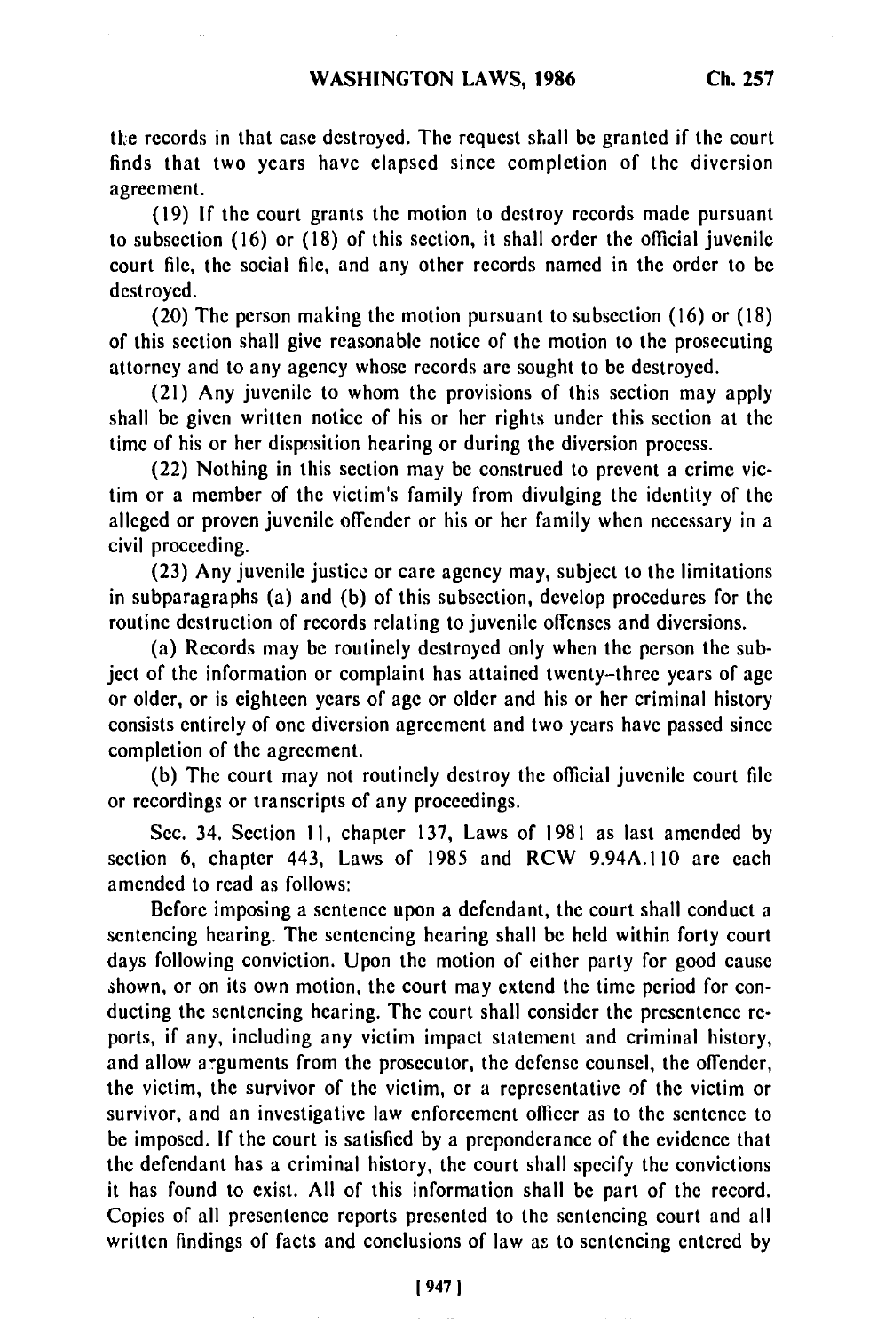the records in that case destroyed. The request shall be granted if the court finds that two years have elapsed since completion of the diversion agreement.

(19) If the court grants the motion to destroy records made pursuant to subsection (16) or (18) of this section, it shall order the official juvenile court file, the social file, and any other records named in the order to be destroyed.

(20) The person making the motion pursuant to subsection (16) or (18) of this section shall give reasonable notice of the motion to the prosecuting attorney and to any agency whose records are sought to be destroyed.

(21) Any juvenile to whom the provisions of this section may apply shall be given written notice of his or her rights under this section at the time of his or her disposition hearing or during the diversion process.

(22) Nothing in this section may be construed to prevent a crime victim or a member of the victim's family from divulging the identity of the alleged or proven juvenile offender or his or her family when necessary in a civil proceeding.

(23) Any juvenile justice or care agency may, subject to the limitations in subparagraphs (a) and (b) of this subsection, develop procedures for the routine destruction of records relating to juvenile offenses and diversions.

(a) Records may be routinely destroyed only when the person the subject of the information or complaint has attained twenty-three years of age or older, or is eighteen years of age or older and his or her criminal history consists entirely of one diversion agreement and two years have passed since completion of the agreement.

(b) The court may not routinely destroy the official juvenile court file or recordings or transcripts of any proceedings.

Sec. 34. Section 11, chapter 137, Laws of 1981 as last amended by section 6, chapter 443, Laws of 1985 and RCW 9.94A.110 are each amended to read as follows:

Before imposing a sentence upon a defendant, the court shall conduct a sentencing hearing. The sentencing hearing shall be held within forty court days following conviction. Upon the motion of either party for good cause shown, or on its own motion, the court may extend the time period for conducting the sentencing hearing. The court shall consider the presentence reports, if any, including any victim impact statement and criminal history, and allow arguments from the prosecutor, the defense counsel, the offender, the victim, the survivor of the victim, or a representative of the victim or survivor, and an investigative law enforcement officer as to the sentence to be imposed. If the court is satisfied by a preponderance of the evidence that the defendant has a criminal history, the court shall specify the convictions it has found to exist. All of this information shall be part of the record. Copies of all presentence reports presented to the sentencing court and all written findings of facts and conclusions of law as to sentencing entered by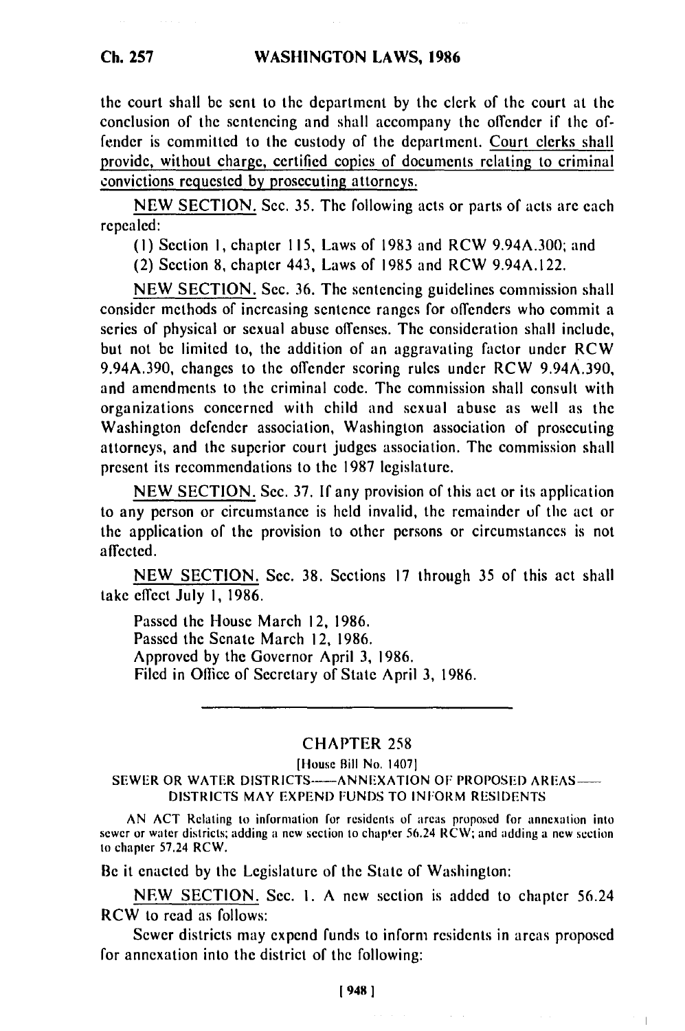the court shall be sent to the department by the clerk of the court at the conclusion of the sentencing and shall accompany the offender if the offender is committed to the custody of the department. Court clerks shall provide, without charge, certified copies of documents relating to criminal convictions requested by prosecuting attorneys.

NEW SECTION. Sec. 35. The following acts or parts of acts are each repealed:

(1) Section 1, chapter 115, Laws of 1983 and RCW 9.94A.300; and

(2) Section 8, chapter 443, Laws of 1985 and RCW 9.94A.122.

NEW SECTION. Sec. 36. The sentencing guidelines commission shall consider methods of increasing sentence ranges for offenders who commit a series of physical or sexual abuse offenses. The consideration shall include, but not be limited to, the addition of an aggravating factor under RCW 9.94A.390, changes to the offender scoring rules under RCW 9.94A.390, and amendments to the criminal code. The commission shall consult with organizations concerned with child and sexual abuse as well as the Washington defender association, Washington association of prosecuting attorneys, and the superior court judges association. The commission shall present its recommendations to the 1987 legislature.

NEW SECTION. Sec. 37. If any provision of this act or its application to any person or circumstance is held invalid, the remainder of the act or the application of the provision to other persons or circumstances is not affected.

NEW SECTION. Sec. 38. Sections 17 through 35 of this act shall take effect July 1, 1986.

Passed the House March 12, 1986.
Passed the Senate March 12, 1986.
Approved by the Governor April 3, 1986.
Filed in Office of Secretary of State April 3, 1986.

---

## CHAPTER 258

[House Bill No. 1407]

SEWER OR WATER DISTRICTS——ANNEXATION OF PROPOSED AREAS——DISTRICTS MAY EXPEND FUNDS TO INFORM RESIDENTS

AN ACT Relating to information for residents of areas proposed for annexation into sewer or water districts; adding a new section to chapter 56.24 RCW; and adding a new section to chapter 57.24 RCW.

Be it enacted by the Legislature of the State of Washington:

NEW SECTION. Sec. 1. A new section is added to chapter 56.24 RCW to read as follows:

Sewer districts may expend funds to inform residents in areas proposed for annexation into the district of the following: